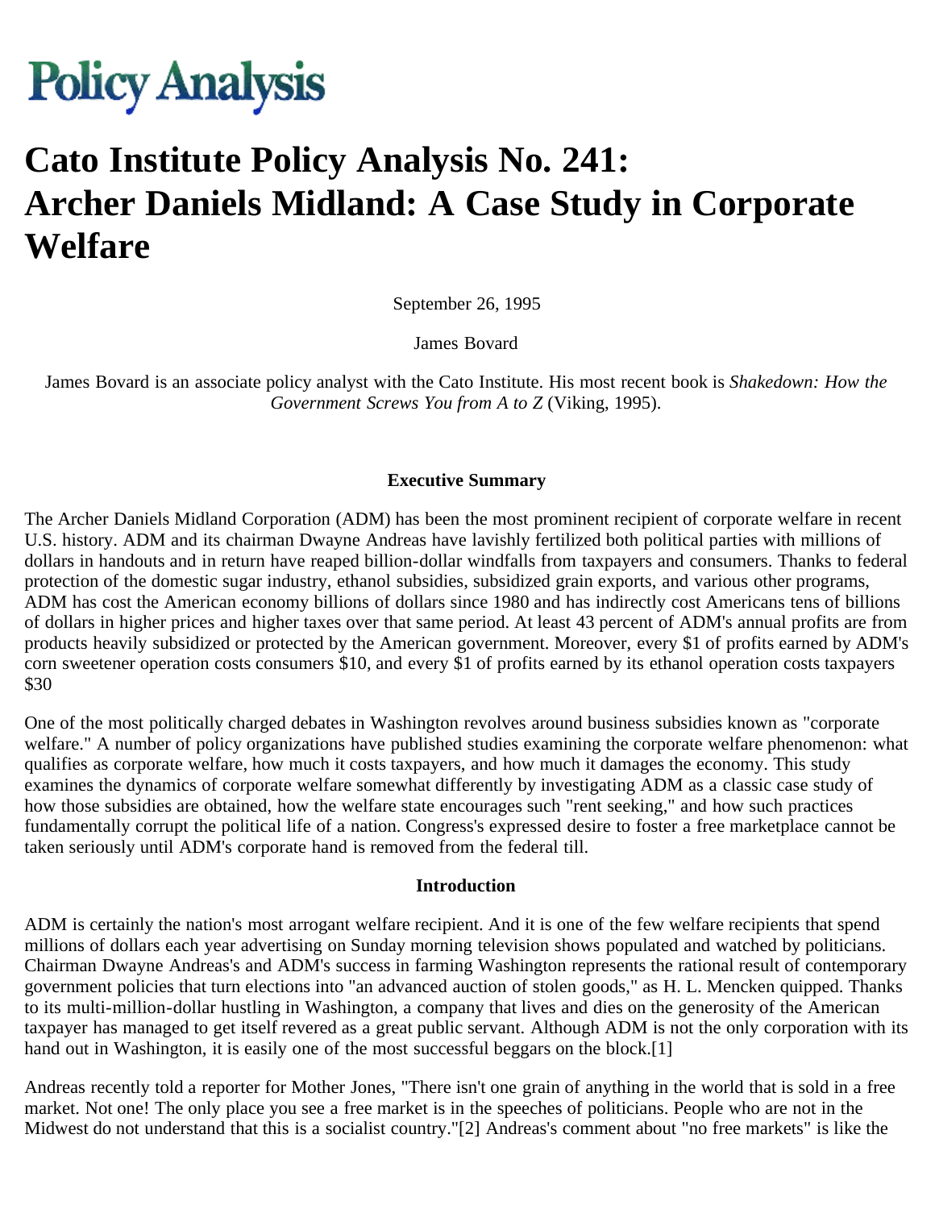# Policy Analysis

# Cato Institute Policy Analysis No. 241: Archer Daniels Midland: A Case Study in Corporate Welfare

September 26, 1995

James Bovard

James Bovard is an associate policy analyst with the Cato Institute. His most recent book is *Shakedown: How the Government Screws You from A to Z* (Viking, 1995).

### Executive Summary

The Archer Daniels Midland Corporation (ADM) has been the most prominent recipient of corporate welfare in recent U.S. history. ADM and its chairman Dwayne Andreas have lavishly fertilized both political parties with millions of dollars in handouts and in return have reaped billion-dollar windfalls from taxpayers and consumers. Thanks to federal protection of the domestic sugar industry, ethanol subsidies, subsidized grain exports, and various other programs, ADM has cost the American economy billions of dollars since 1980 and has indirectly cost Americans tens of billions of dollars in higher prices and higher taxes over that same period. At least 43 percent of ADM's annual profits are from products heavily subsidized or protected by the American government. Moreover, every $1 of profits earned by ADM's corn sweetener operation costs consumers $10, and every $1 of profits earned by its ethanol operation costs taxpayers $30

One of the most politically charged debates in Washington revolves around business subsidies known as "corporate welfare." A number of policy organizations have published studies examining the corporate welfare phenomenon: what qualifies as corporate welfare, how much it costs taxpayers, and how much it damages the economy. This study examines the dynamics of corporate welfare somewhat differently by investigating ADM as a classic case study of how those subsidies are obtained, how the welfare state encourages such "rent seeking," and how such practices fundamentally corrupt the political life of a nation. Congress's expressed desire to foster a free marketplace cannot be taken seriously until ADM's corporate hand is removed from the federal till.

### Introduction

ADM is certainly the nation's most arrogant welfare recipient. And it is one of the few welfare recipients that spend millions of dollars each year advertising on Sunday morning television shows populated and watched by politicians. Chairman Dwayne Andreas's and ADM's success in farming Washington represents the rational result of contemporary government policies that turn elections into "an advanced auction of stolen goods," as H. L. Mencken quipped. Thanks to its multi-million-dollar hustling in Washington, a company that lives and dies on the generosity of the American taxpayer has managed to get itself revered as a great public servant. Although ADM is not the only corporation with its hand out in Washington, it is easily one of the most successful beggars on the block.[1]

Andreas recently told a reporter for Mother Jones, "There isn't one grain of anything in the world that is sold in a free market. Not one! The only place you see a free market is in the speeches of politicians. People who are not in the Midwest do not understand that this is a socialist country."[2] Andreas's comment about "no free markets" is like the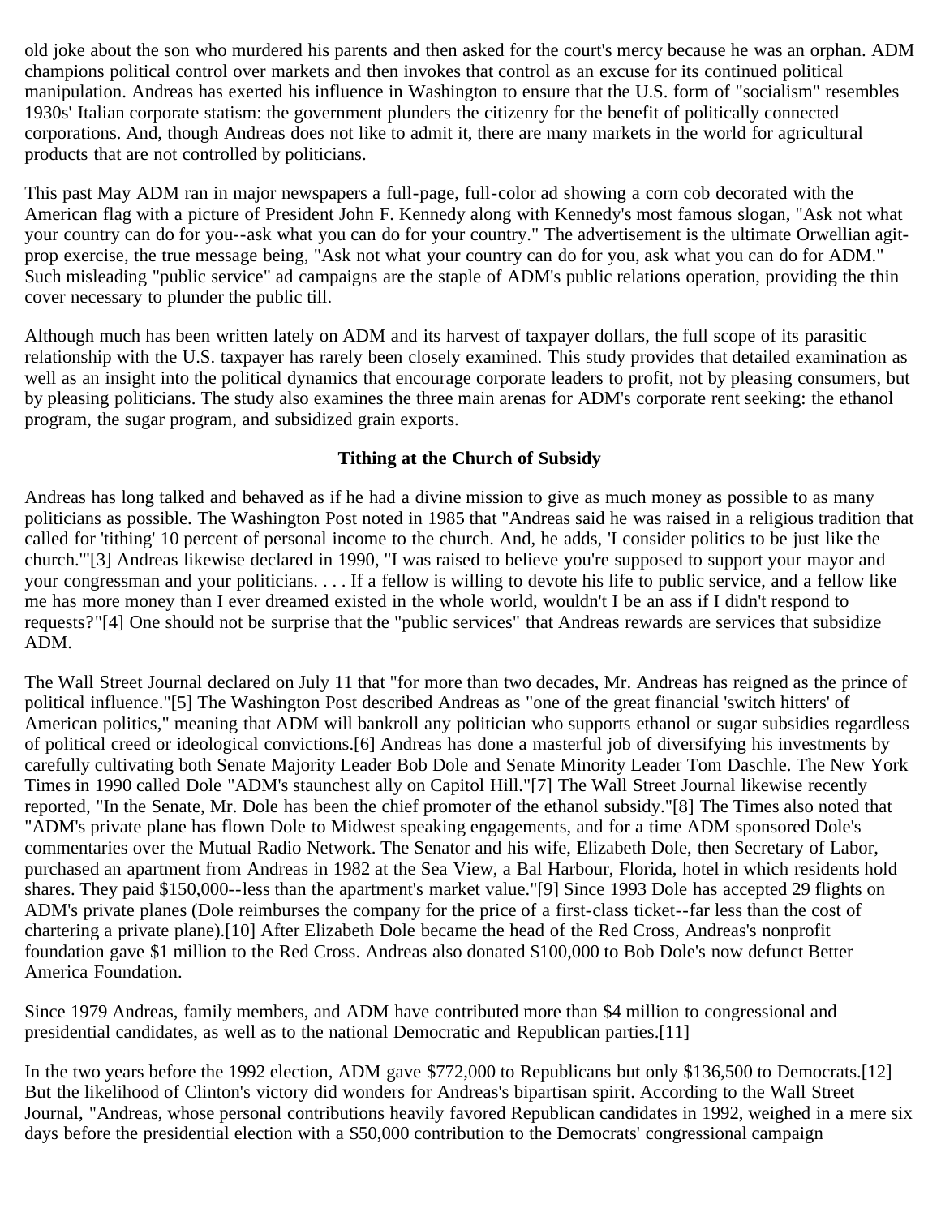old joke about the son who murdered his parents and then asked for the court's mercy because he was an orphan. ADM champions political control over markets and then invokes that control as an excuse for its continued political manipulation. Andreas has exerted his influence in Washington to ensure that the U.S. form of "socialism" resembles 1930s' Italian corporate statism: the government plunders the citizenry for the benefit of politically connected corporations. And, though Andreas does not like to admit it, there are many markets in the world for agricultural products that are not controlled by politicians.

This past May ADM ran in major newspapers a full-page, full-color ad showing a corn cob decorated with the American flag with a picture of President John F. Kennedy along with Kennedy's most famous slogan, "Ask not what your country can do for you--ask what you can do for your country." The advertisement is the ultimate Orwellian agit-prop exercise, the true message being, "Ask not what your country can do for you, ask what you can do for ADM." Such misleading "public service" ad campaigns are the staple of ADM's public relations operation, providing the thin cover necessary to plunder the public till.

Although much has been written lately on ADM and its harvest of taxpayer dollars, the full scope of its parasitic relationship with the U.S. taxpayer has rarely been closely examined. This study provides that detailed examination as well as an insight into the political dynamics that encourage corporate leaders to profit, not by pleasing consumers, but by pleasing politicians. The study also examines the three main arenas for ADM's corporate rent seeking: the ethanol program, the sugar program, and subsidized grain exports.

### Tithing at the Church of Subsidy

Andreas has long talked and behaved as if he had a divine mission to give as much money as possible to as many politicians as possible. The Washington Post noted in 1985 that "Andreas said he was raised in a religious tradition that called for 'tithing' 10 percent of personal income to the church. And, he adds, 'I consider politics to be just like the church.'"[3] Andreas likewise declared in 1990, "I was raised to believe you're supposed to support your mayor and your congressman and your politicians. . . . If a fellow is willing to devote his life to public service, and a fellow like me has more money than I ever dreamed existed in the whole world, wouldn't I be an ass if I didn't respond to requests?"[4] One should not be surprise that the "public services" that Andreas rewards are services that subsidize ADM.

The Wall Street Journal declared on July 11 that "for more than two decades, Mr. Andreas has reigned as the prince of political influence."[5] The Washington Post described Andreas as "one of the great financial 'switch hitters' of American politics," meaning that ADM will bankroll any politician who supports ethanol or sugar subsidies regardless of political creed or ideological convictions.[6] Andreas has done a masterful job of diversifying his investments by carefully cultivating both Senate Majority Leader Bob Dole and Senate Minority Leader Tom Daschle. The New York Times in 1990 called Dole "ADM's staunchest ally on Capitol Hill."[7] The Wall Street Journal likewise recently reported, "In the Senate, Mr. Dole has been the chief promoter of the ethanol subsidy."[8] The Times also noted that "ADM's private plane has flown Dole to Midwest speaking engagements, and for a time ADM sponsored Dole's commentaries over the Mutual Radio Network. The Senator and his wife, Elizabeth Dole, then Secretary of Labor, purchased an apartment from Andreas in 1982 at the Sea View, a Bal Harbour, Florida, hotel in which residents hold shares. They paid $150,000--less than the apartment's market value."[9] Since 1993 Dole has accepted 29 flights on ADM's private planes (Dole reimburses the company for the price of a first-class ticket--far less than the cost of chartering a private plane).[10] After Elizabeth Dole became the head of the Red Cross, Andreas's nonprofit foundation gave $1 million to the Red Cross. Andreas also donated $100,000 to Bob Dole's now defunct Better America Foundation.

Since 1979 Andreas, family members, and ADM have contributed more than $4 million to congressional and presidential candidates, as well as to the national Democratic and Republican parties.[11]

In the two years before the 1992 election, ADM gave $772,000 to Republicans but only $136,500 to Democrats.[12] But the likelihood of Clinton's victory did wonders for Andreas's bipartisan spirit. According to the Wall Street Journal, "Andreas, whose personal contributions heavily favored Republican candidates in 1992, weighed in a mere six days before the presidential election with a $50,000 contribution to the Democrats' congressional campaign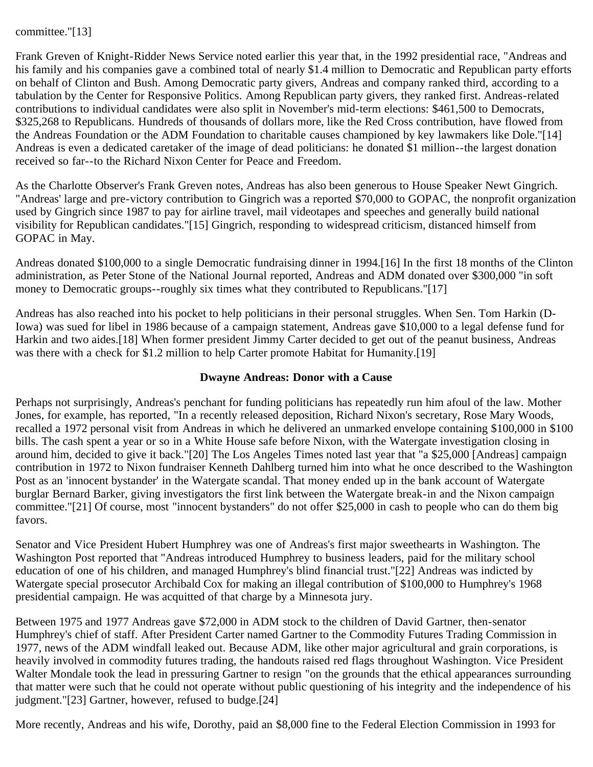committee."[13]

Frank Greven of Knight-Ridder News Service noted earlier this year that, in the 1992 presidential race, "Andreas and his family and his companies gave a combined total of nearly $1.4 million to Democratic and Republican party efforts on behalf of Clinton and Bush. Among Democratic party givers, Andreas and company ranked third, according to a tabulation by the Center for Responsive Politics. Among Republican party givers, they ranked first. Andreas-related contributions to individual candidates were also split in November's mid-term elections: $461,500 to Democrats, $325,268 to Republicans. Hundreds of thousands of dollars more, like the Red Cross contribution, have flowed from the Andreas Foundation or the ADM Foundation to charitable causes championed by key lawmakers like Dole."[14] Andreas is even a dedicated caretaker of the image of dead politicians: he donated $1 million--the largest donation received so far--to the Richard Nixon Center for Peace and Freedom.

As the Charlotte Observer's Frank Greven notes, Andreas has also been generous to House Speaker Newt Gingrich. "Andreas' large and pre-victory contribution to Gingrich was a reported $70,000 to GOPAC, the nonprofit organization used by Gingrich since 1987 to pay for airline travel, mail videotapes and speeches and generally build national visibility for Republican candidates."[15] Gingrich, responding to widespread criticism, distanced himself from GOPAC in May.

Andreas donated $100,000 to a single Democratic fundraising dinner in 1994.[16] In the first 18 months of the Clinton administration, as Peter Stone of the National Journal reported, Andreas and ADM donated over $300,000 "in soft money to Democratic groups--roughly six times what they contributed to Republicans."[17]

Andreas has also reached into his pocket to help politicians in their personal struggles. When Sen. Tom Harkin (D-Iowa) was sued for libel in 1986 because of a campaign statement, Andreas gave $10,000 to a legal defense fund for Harkin and two aides.[18] When former president Jimmy Carter decided to get out of the peanut business, Andreas was there with a check for $1.2 million to help Carter promote Habitat for Humanity.[19]

**Dwayne Andreas: Donor with a Cause**

Perhaps not surprisingly, Andreas's penchant for funding politicians has repeatedly run him afoul of the law. Mother Jones, for example, has reported, "In a recently released deposition, Richard Nixon's secretary, Rose Mary Woods, recalled a 1972 personal visit from Andreas in which he delivered an unmarked envelope containing $100,000 in $100 bills. The cash spent a year or so in a White House safe before Nixon, with the Watergate investigation closing in around him, decided to give it back."[20] The Los Angeles Times noted last year that "a $25,000 [Andreas] campaign contribution in 1972 to Nixon fundraiser Kenneth Dahlberg turned him into what he once described to the Washington Post as an 'innocent bystander' in the Watergate scandal. That money ended up in the bank account of Watergate burglar Bernard Barker, giving investigators the first link between the Watergate break-in and the Nixon campaign committee."[21] Of course, most "innocent bystanders" do not offer $25,000 in cash to people who can do them big favors.

Senator and Vice President Hubert Humphrey was one of Andreas's first major sweethearts in Washington. The Washington Post reported that "Andreas introduced Humphrey to business leaders, paid for the military school education of one of his children, and managed Humphrey's blind financial trust."[22] Andreas was indicted by Watergate special prosecutor Archibald Cox for making an illegal contribution of $100,000 to Humphrey's 1968 presidential campaign. He was acquitted of that charge by a Minnesota jury.

Between 1975 and 1977 Andreas gave $72,000 in ADM stock to the children of David Gartner, then-senator Humphrey's chief of staff. After President Carter named Gartner to the Commodity Futures Trading Commission in 1977, news of the ADM windfall leaked out. Because ADM, like other major agricultural and grain corporations, is heavily involved in commodity futures trading, the handouts raised red flags throughout Washington. Vice President Walter Mondale took the lead in pressuring Gartner to resign "on the grounds that the ethical appearances surrounding that matter were such that he could not operate without public questioning of his integrity and the independence of his judgment."[23] Gartner, however, refused to budge.[24]

More recently, Andreas and his wife, Dorothy, paid an $8,000 fine to the Federal Election Commission in 1993 for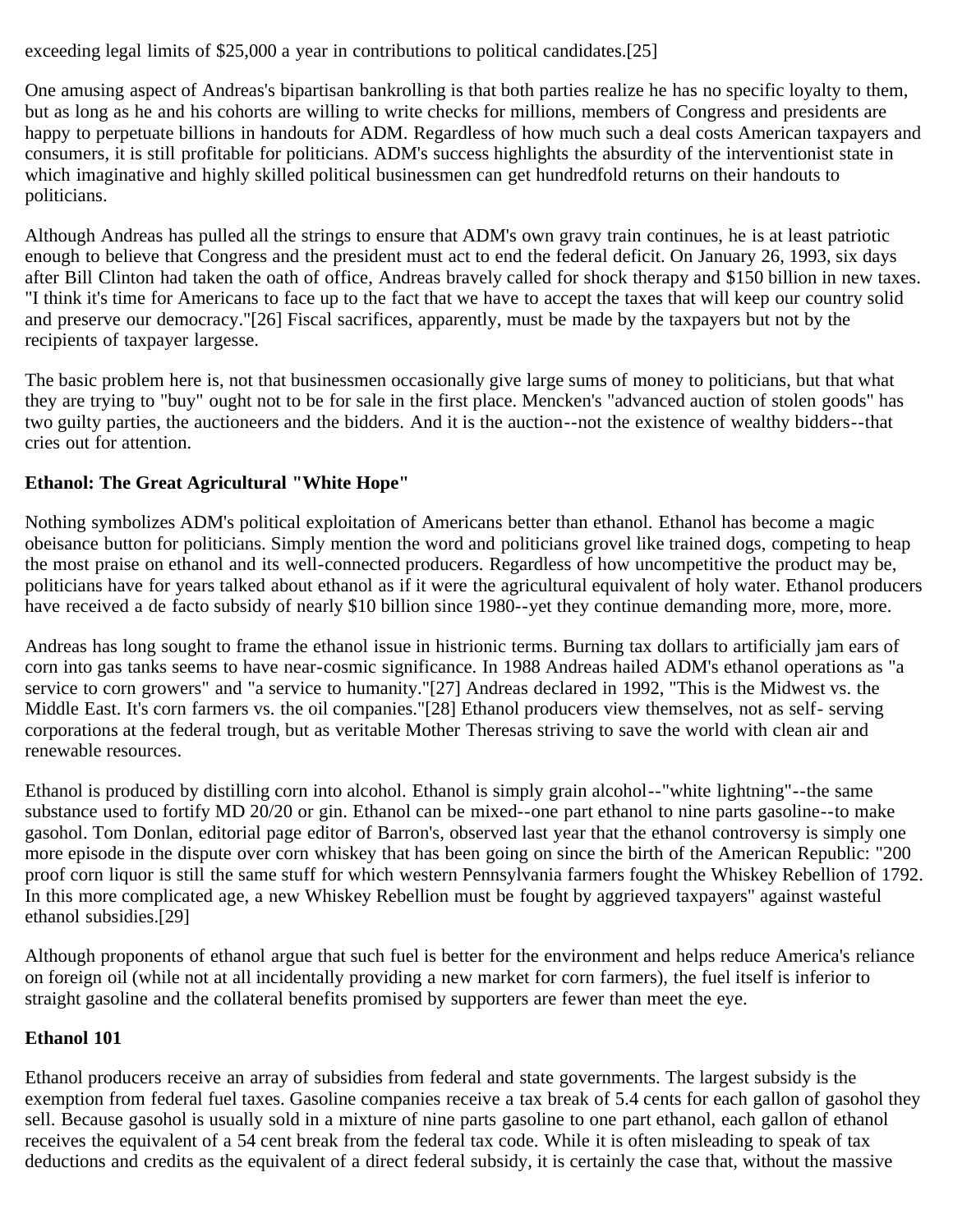exceeding legal limits of $25,000 a year in contributions to political candidates.[25]

One amusing aspect of Andreas's bipartisan bankrolling is that both parties realize he has no specific loyalty to them, but as long as he and his cohorts are willing to write checks for millions, members of Congress and presidents are happy to perpetuate billions in handouts for ADM. Regardless of how much such a deal costs American taxpayers and consumers, it is still profitable for politicians. ADM's success highlights the absurdity of the interventionist state in which imaginative and highly skilled political businessmen can get hundredfold returns on their handouts to politicians.

Although Andreas has pulled all the strings to ensure that ADM's own gravy train continues, he is at least patriotic enough to believe that Congress and the president must act to end the federal deficit. On January 26, 1993, six days after Bill Clinton had taken the oath of office, Andreas bravely called for shock therapy and $150 billion in new taxes. "I think it's time for Americans to face up to the fact that we have to accept the taxes that will keep our country solid and preserve our democracy."[26] Fiscal sacrifices, apparently, must be made by the taxpayers but not by the recipients of taxpayer largesse.

The basic problem here is, not that businessmen occasionally give large sums of money to politicians, but that what they are trying to "buy" ought not to be for sale in the first place. Mencken's "advanced auction of stolen goods" has two guilty parties, the auctioneers and the bidders. And it is the auction--not the existence of wealthy bidders--that cries out for attention.

### Ethanol: The Great Agricultural "White Hope"

Nothing symbolizes ADM's political exploitation of Americans better than ethanol. Ethanol has become a magic obeisance button for politicians. Simply mention the word and politicians grovel like trained dogs, competing to heap the most praise on ethanol and its well-connected producers. Regardless of how uncompetitive the product may be, politicians have for years talked about ethanol as if it were the agricultural equivalent of holy water. Ethanol producers have received a de facto subsidy of nearly $10 billion since 1980--yet they continue demanding more, more, more.

Andreas has long sought to frame the ethanol issue in histrionic terms. Burning tax dollars to artificially jam ears of corn into gas tanks seems to have near-cosmic significance. In 1988 Andreas hailed ADM's ethanol operations as "a service to corn growers" and "a service to humanity."[27] Andreas declared in 1992, "This is the Midwest vs. the Middle East. It's corn farmers vs. the oil companies."[28] Ethanol producers view themselves, not as self- serving corporations at the federal trough, but as veritable Mother Theresas striving to save the world with clean air and renewable resources.

Ethanol is produced by distilling corn into alcohol. Ethanol is simply grain alcohol--"white lightning"--the same substance used to fortify MD 20/20 or gin. Ethanol can be mixed--one part ethanol to nine parts gasoline--to make gasohol. Tom Donlan, editorial page editor of Barron's, observed last year that the ethanol controversy is simply one more episode in the dispute over corn whiskey that has been going on since the birth of the American Republic: "200 proof corn liquor is still the same stuff for which western Pennsylvania farmers fought the Whiskey Rebellion of 1792. In this more complicated age, a new Whiskey Rebellion must be fought by aggrieved taxpayers" against wasteful ethanol subsidies.[29]

Although proponents of ethanol argue that such fuel is better for the environment and helps reduce America's reliance on foreign oil (while not at all incidentally providing a new market for corn farmers), the fuel itself is inferior to straight gasoline and the collateral benefits promised by supporters are fewer than meet the eye.

### Ethanol 101

Ethanol producers receive an array of subsidies from federal and state governments. The largest subsidy is the exemption from federal fuel taxes. Gasoline companies receive a tax break of 5.4 cents for each gallon of gasohol they sell. Because gasohol is usually sold in a mixture of nine parts gasoline to one part ethanol, each gallon of ethanol receives the equivalent of a 54 cent break from the federal tax code. While it is often misleading to speak of tax deductions and credits as the equivalent of a direct federal subsidy, it is certainly the case that, without the massive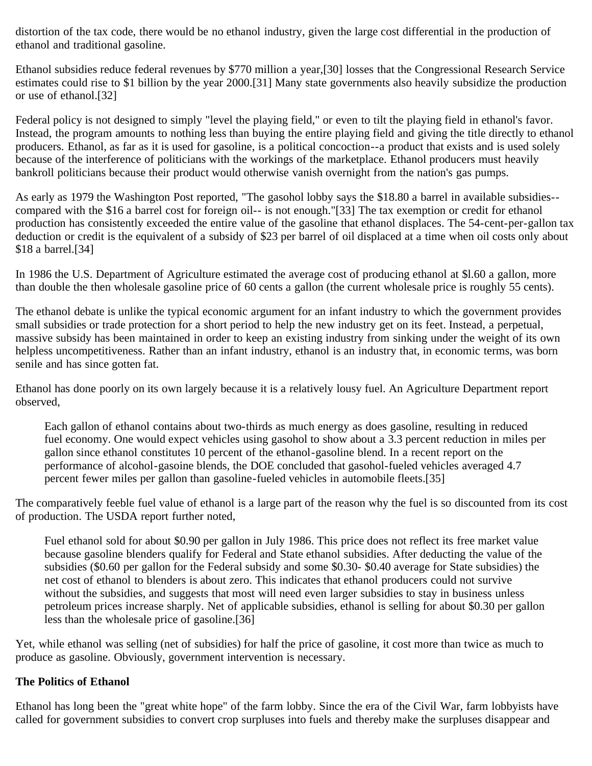distortion of the tax code, there would be no ethanol industry, given the large cost differential in the production of ethanol and traditional gasoline.

Ethanol subsidies reduce federal revenues by $770 million a year,[30] losses that the Congressional Research Service estimates could rise to $1 billion by the year 2000.[31] Many state governments also heavily subsidize the production or use of ethanol.[32]

Federal policy is not designed to simply "level the playing field," or even to tilt the playing field in ethanol's favor. Instead, the program amounts to nothing less than buying the entire playing field and giving the title directly to ethanol producers. Ethanol, as far as it is used for gasoline, is a political concoction--a product that exists and is used solely because of the interference of politicians with the workings of the marketplace. Ethanol producers must heavily bankroll politicians because their product would otherwise vanish overnight from the nation's gas pumps.

As early as 1979 the Washington Post reported, "The gasohol lobby says the $18.80 a barrel in available subsidies--compared with the $16 a barrel cost for foreign oil-- is not enough."[33] The tax exemption or credit for ethanol production has consistently exceeded the entire value of the gasoline that ethanol displaces. The 54-cent-per-gallon tax deduction or credit is the equivalent of a subsidy of $23 per barrel of oil displaced at a time when oil costs only about $18 a barrel.[34]

In 1986 the U.S. Department of Agriculture estimated the average cost of producing ethanol at $l.60 a gallon, more than double the then wholesale gasoline price of 60 cents a gallon (the current wholesale price is roughly 55 cents).

The ethanol debate is unlike the typical economic argument for an infant industry to which the government provides small subsidies or trade protection for a short period to help the new industry get on its feet. Instead, a perpetual, massive subsidy has been maintained in order to keep an existing industry from sinking under the weight of its own helpless uncompetitiveness. Rather than an infant industry, ethanol is an industry that, in economic terms, was born senile and has since gotten fat.

Ethanol has done poorly on its own largely because it is a relatively lousy fuel. An Agriculture Department report observed,

> Each gallon of ethanol contains about two-thirds as much energy as does gasoline, resulting in reduced fuel economy. One would expect vehicles using gasohol to show about a 3.3 percent reduction in miles per gallon since ethanol constitutes 10 percent of the ethanol-gasoline blend. In a recent report on the performance of alcohol-gasoine blends, the DOE concluded that gasohol-fueled vehicles averaged 4.7 percent fewer miles per gallon than gasoline-fueled vehicles in automobile fleets.[35]

The comparatively feeble fuel value of ethanol is a large part of the reason why the fuel is so discounted from its cost of production. The USDA report further noted,

> Fuel ethanol sold for about $0.90 per gallon in July 1986. This price does not reflect its free market value because gasoline blenders qualify for Federal and State ethanol subsidies. After deducting the value of the subsidies ($0.60 per gallon for the Federal subsidy and some $0.30- $0.40 average for State subsidies) the net cost of ethanol to blenders is about zero. This indicates that ethanol producers could not survive without the subsidies, and suggests that most will need even larger subsidies to stay in business unless petroleum prices increase sharply. Net of applicable subsidies, ethanol is selling for about $0.30 per gallon less than the wholesale price of gasoline.[36]

Yet, while ethanol was selling (net of subsidies) for half the price of gasoline, it cost more than twice as much to produce as gasoline. Obviously, government intervention is necessary.

**The Politics of Ethanol**

Ethanol has long been the "great white hope" of the farm lobby. Since the era of the Civil War, farm lobbyists have called for government subsidies to convert crop surpluses into fuels and thereby make the surpluses disappear and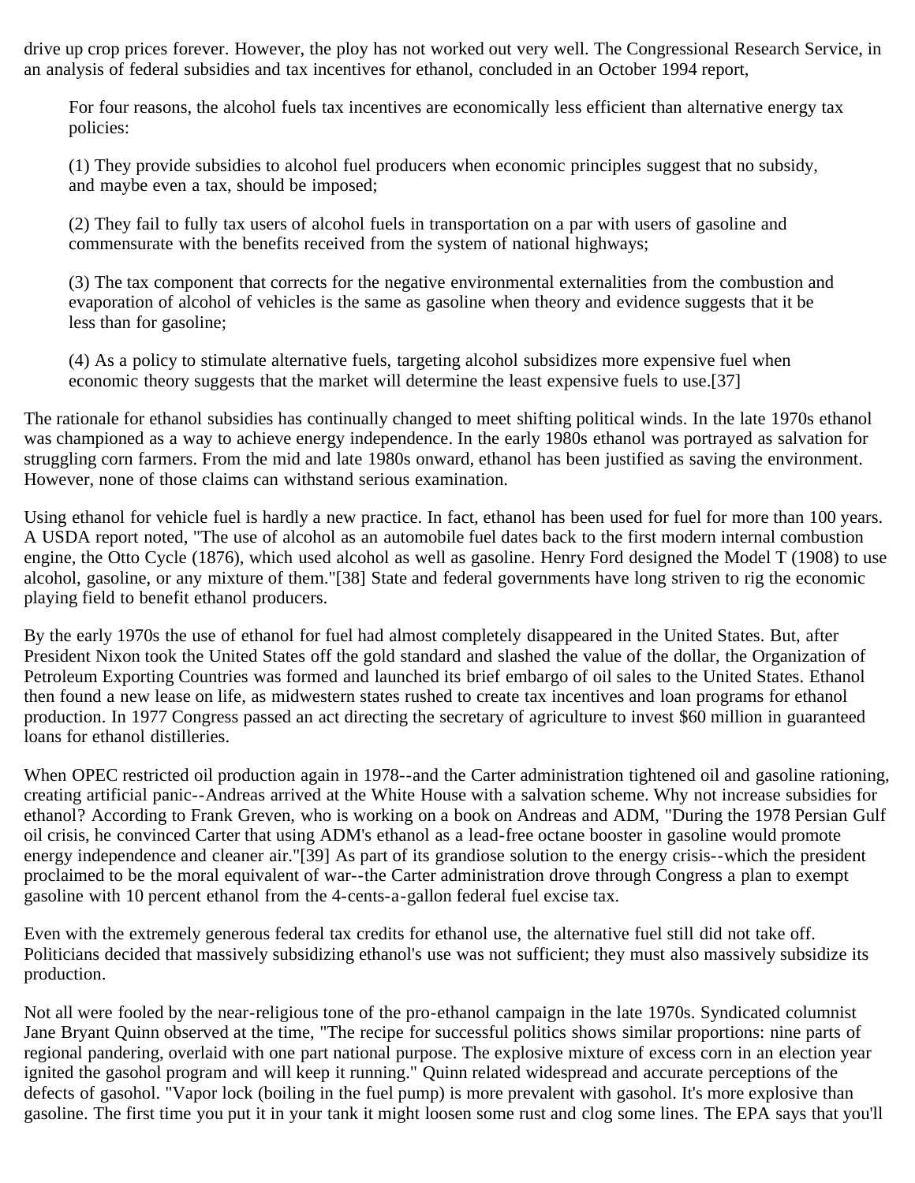drive up crop prices forever. However, the ploy has not worked out very well. The Congressional Research Service, in an analysis of federal subsidies and tax incentives for ethanol, concluded in an October 1994 report,

> For four reasons, the alcohol fuels tax incentives are economically less efficient than alternative energy tax policies:
>
> (1) They provide subsidies to alcohol fuel producers when economic principles suggest that no subsidy, and maybe even a tax, should be imposed;
>
> (2) They fail to fully tax users of alcohol fuels in transportation on a par with users of gasoline and commensurate with the benefits received from the system of national highways;
>
> (3) The tax component that corrects for the negative environmental externalities from the combustion and evaporation of alcohol of vehicles is the same as gasoline when theory and evidence suggests that it be less than for gasoline;
>
> (4) As a policy to stimulate alternative fuels, targeting alcohol subsidizes more expensive fuel when economic theory suggests that the market will determine the least expensive fuels to use.[37]

The rationale for ethanol subsidies has continually changed to meet shifting political winds. In the late 1970s ethanol was championed as a way to achieve energy independence. In the early 1980s ethanol was portrayed as salvation for struggling corn farmers. From the mid and late 1980s onward, ethanol has been justified as saving the environment. However, none of those claims can withstand serious examination.

Using ethanol for vehicle fuel is hardly a new practice. In fact, ethanol has been used for fuel for more than 100 years. A USDA report noted, "The use of alcohol as an automobile fuel dates back to the first modern internal combustion engine, the Otto Cycle (1876), which used alcohol as well as gasoline. Henry Ford designed the Model T (1908) to use alcohol, gasoline, or any mixture of them."[38] State and federal governments have long striven to rig the economic playing field to benefit ethanol producers.

By the early 1970s the use of ethanol for fuel had almost completely disappeared in the United States. But, after President Nixon took the United States off the gold standard and slashed the value of the dollar, the Organization of Petroleum Exporting Countries was formed and launched its brief embargo of oil sales to the United States. Ethanol then found a new lease on life, as midwestern states rushed to create tax incentives and loan programs for ethanol production. In 1977 Congress passed an act directing the secretary of agriculture to invest $60 million in guaranteed loans for ethanol distilleries.

When OPEC restricted oil production again in 1978--and the Carter administration tightened oil and gasoline rationing, creating artificial panic--Andreas arrived at the White House with a salvation scheme. Why not increase subsidies for ethanol? According to Frank Greven, who is working on a book on Andreas and ADM, "During the 1978 Persian Gulf oil crisis, he convinced Carter that using ADM's ethanol as a lead-free octane booster in gasoline would promote energy independence and cleaner air."[39] As part of its grandiose solution to the energy crisis--which the president proclaimed to be the moral equivalent of war--the Carter administration drove through Congress a plan to exempt gasoline with 10 percent ethanol from the 4-cents-a-gallon federal fuel excise tax.

Even with the extremely generous federal tax credits for ethanol use, the alternative fuel still did not take off. Politicians decided that massively subsidizing ethanol's use was not sufficient; they must also massively subsidize its production.

Not all were fooled by the near-religious tone of the pro-ethanol campaign in the late 1970s. Syndicated columnist Jane Bryant Quinn observed at the time, "The recipe for successful politics shows similar proportions: nine parts of regional pandering, overlaid with one part national purpose. The explosive mixture of excess corn in an election year ignited the gasohol program and will keep it running." Quinn related widespread and accurate perceptions of the defects of gasohol. "Vapor lock (boiling in the fuel pump) is more prevalent with gasohol. It's more explosive than gasoline. The first time you put it in your tank it might loosen some rust and clog some lines. The EPA says that you'll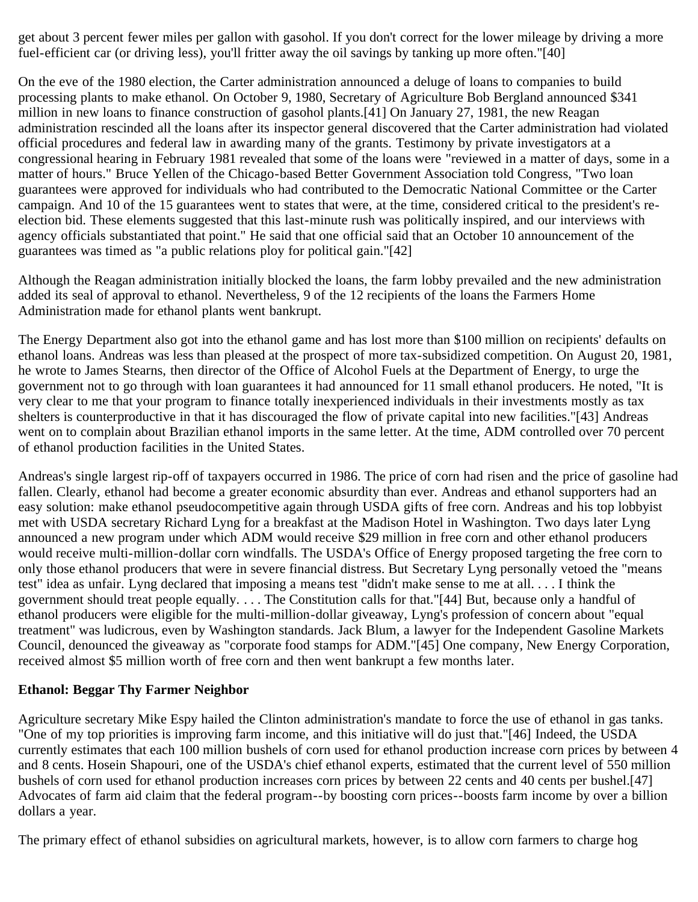get about 3 percent fewer miles per gallon with gasohol. If you don't correct for the lower mileage by driving a more fuel-efficient car (or driving less), you'll fritter away the oil savings by tanking up more often."[40]

On the eve of the 1980 election, the Carter administration announced a deluge of loans to companies to build processing plants to make ethanol. On October 9, 1980, Secretary of Agriculture Bob Bergland announced $341 million in new loans to finance construction of gasohol plants.[41] On January 27, 1981, the new Reagan administration rescinded all the loans after its inspector general discovered that the Carter administration had violated official procedures and federal law in awarding many of the grants. Testimony by private investigators at a congressional hearing in February 1981 revealed that some of the loans were "reviewed in a matter of days, some in a matter of hours." Bruce Yellen of the Chicago-based Better Government Association told Congress, "Two loan guarantees were approved for individuals who had contributed to the Democratic National Committee or the Carter campaign. And 10 of the 15 guarantees went to states that were, at the time, considered critical to the president's re-election bid. These elements suggested that this last-minute rush was politically inspired, and our interviews with agency officials substantiated that point." He said that one official said that an October 10 announcement of the guarantees was timed as "a public relations ploy for political gain."[42]

Although the Reagan administration initially blocked the loans, the farm lobby prevailed and the new administration added its seal of approval to ethanol. Nevertheless, 9 of the 12 recipients of the loans the Farmers Home Administration made for ethanol plants went bankrupt.

The Energy Department also got into the ethanol game and has lost more than $100 million on recipients' defaults on ethanol loans. Andreas was less than pleased at the prospect of more tax-subsidized competition. On August 20, 1981, he wrote to James Stearns, then director of the Office of Alcohol Fuels at the Department of Energy, to urge the government not to go through with loan guarantees it had announced for 11 small ethanol producers. He noted, "It is very clear to me that your program to finance totally inexperienced individuals in their investments mostly as tax shelters is counterproductive in that it has discouraged the flow of private capital into new facilities."[43] Andreas went on to complain about Brazilian ethanol imports in the same letter. At the time, ADM controlled over 70 percent of ethanol production facilities in the United States.

Andreas's single largest rip-off of taxpayers occurred in 1986. The price of corn had risen and the price of gasoline had fallen. Clearly, ethanol had become a greater economic absurdity than ever. Andreas and ethanol supporters had an easy solution: make ethanol pseudocompetitive again through USDA gifts of free corn. Andreas and his top lobbyist met with USDA secretary Richard Lyng for a breakfast at the Madison Hotel in Washington. Two days later Lyng announced a new program under which ADM would receive $29 million in free corn and other ethanol producers would receive multi-million-dollar corn windfalls. The USDA's Office of Energy proposed targeting the free corn to only those ethanol producers that were in severe financial distress. But Secretary Lyng personally vetoed the "means test" idea as unfair. Lyng declared that imposing a means test "didn't make sense to me at all. . . . I think the government should treat people equally. . . . The Constitution calls for that."[44] But, because only a handful of ethanol producers were eligible for the multi-million-dollar giveaway, Lyng's profession of concern about "equal treatment" was ludicrous, even by Washington standards. Jack Blum, a lawyer for the Independent Gasoline Markets Council, denounced the giveaway as "corporate food stamps for ADM."[45] One company, New Energy Corporation, received almost $5 million worth of free corn and then went bankrupt a few months later.

**Ethanol: Beggar Thy Farmer Neighbor**

Agriculture secretary Mike Espy hailed the Clinton administration's mandate to force the use of ethanol in gas tanks. "One of my top priorities is improving farm income, and this initiative will do just that."[46] Indeed, the USDA currently estimates that each 100 million bushels of corn used for ethanol production increase corn prices by between 4 and 8 cents. Hosein Shapouri, one of the USDA's chief ethanol experts, estimated that the current level of 550 million bushels of corn used for ethanol production increases corn prices by between 22 cents and 40 cents per bushel.[47] Advocates of farm aid claim that the federal program--by boosting corn prices--boosts farm income by over a billion dollars a year.

The primary effect of ethanol subsidies on agricultural markets, however, is to allow corn farmers to charge hog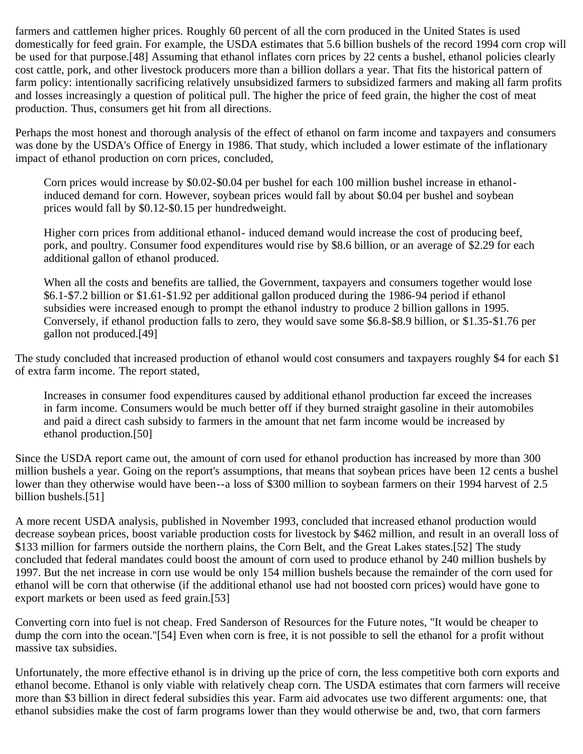farmers and cattlemen higher prices. Roughly 60 percent of all the corn produced in the United States is used domestically for feed grain. For example, the USDA estimates that 5.6 billion bushels of the record 1994 corn crop will be used for that purpose.[48] Assuming that ethanol inflates corn prices by 22 cents a bushel, ethanol policies clearly cost cattle, pork, and other livestock producers more than a billion dollars a year. That fits the historical pattern of farm policy: intentionally sacrificing relatively unsubsidized farmers to subsidized farmers and making all farm profits and losses increasingly a question of political pull. The higher the price of feed grain, the higher the cost of meat production. Thus, consumers get hit from all directions.

Perhaps the most honest and thorough analysis of the effect of ethanol on farm income and taxpayers and consumers was done by the USDA's Office of Energy in 1986. That study, which included a lower estimate of the inflationary impact of ethanol production on corn prices, concluded,

> Corn prices would increase by $0.02-$0.04 per bushel for each 100 million bushel increase in ethanol-induced demand for corn. However, soybean prices would fall by about $0.04 per bushel and soybean prices would fall by $0.12-$0.15 per hundredweight.
>
> Higher corn prices from additional ethanol- induced demand would increase the cost of producing beef, pork, and poultry. Consumer food expenditures would rise by $8.6 billion, or an average of $2.29 for each additional gallon of ethanol produced.
>
> When all the costs and benefits are tallied, the Government, taxpayers and consumers together would lose $6.1-$7.2 billion or $1.61-$1.92 per additional gallon produced during the 1986-94 period if ethanol subsidies were increased enough to prompt the ethanol industry to produce 2 billion gallons in 1995. Conversely, if ethanol production falls to zero, they would save some $6.8-$8.9 billion, or $1.35-$1.76 per gallon not produced.[49]

The study concluded that increased production of ethanol would cost consumers and taxpayers roughly $4 for each $1 of extra farm income. The report stated,

> Increases in consumer food expenditures caused by additional ethanol production far exceed the increases in farm income. Consumers would be much better off if they burned straight gasoline in their automobiles and paid a direct cash subsidy to farmers in the amount that net farm income would be increased by ethanol production.[50]

Since the USDA report came out, the amount of corn used for ethanol production has increased by more than 300 million bushels a year. Going on the report's assumptions, that means that soybean prices have been 12 cents a bushel lower than they otherwise would have been--a loss of $300 million to soybean farmers on their 1994 harvest of 2.5 billion bushels.[51]

A more recent USDA analysis, published in November 1993, concluded that increased ethanol production would decrease soybean prices, boost variable production costs for livestock by $462 million, and result in an overall loss of $133 million for farmers outside the northern plains, the Corn Belt, and the Great Lakes states.[52] The study concluded that federal mandates could boost the amount of corn used to produce ethanol by 240 million bushels by 1997. But the net increase in corn use would be only 154 million bushels because the remainder of the corn used for ethanol will be corn that otherwise (if the additional ethanol use had not boosted corn prices) would have gone to export markets or been used as feed grain.[53]

Converting corn into fuel is not cheap. Fred Sanderson of Resources for the Future notes, "It would be cheaper to dump the corn into the ocean."[54] Even when corn is free, it is not possible to sell the ethanol for a profit without massive tax subsidies.

Unfortunately, the more effective ethanol is in driving up the price of corn, the less competitive both corn exports and ethanol become. Ethanol is only viable with relatively cheap corn. The USDA estimates that corn farmers will receive more than $3 billion in direct federal subsidies this year. Farm aid advocates use two different arguments: one, that ethanol subsidies make the cost of farm programs lower than they would otherwise be and, two, that corn farmers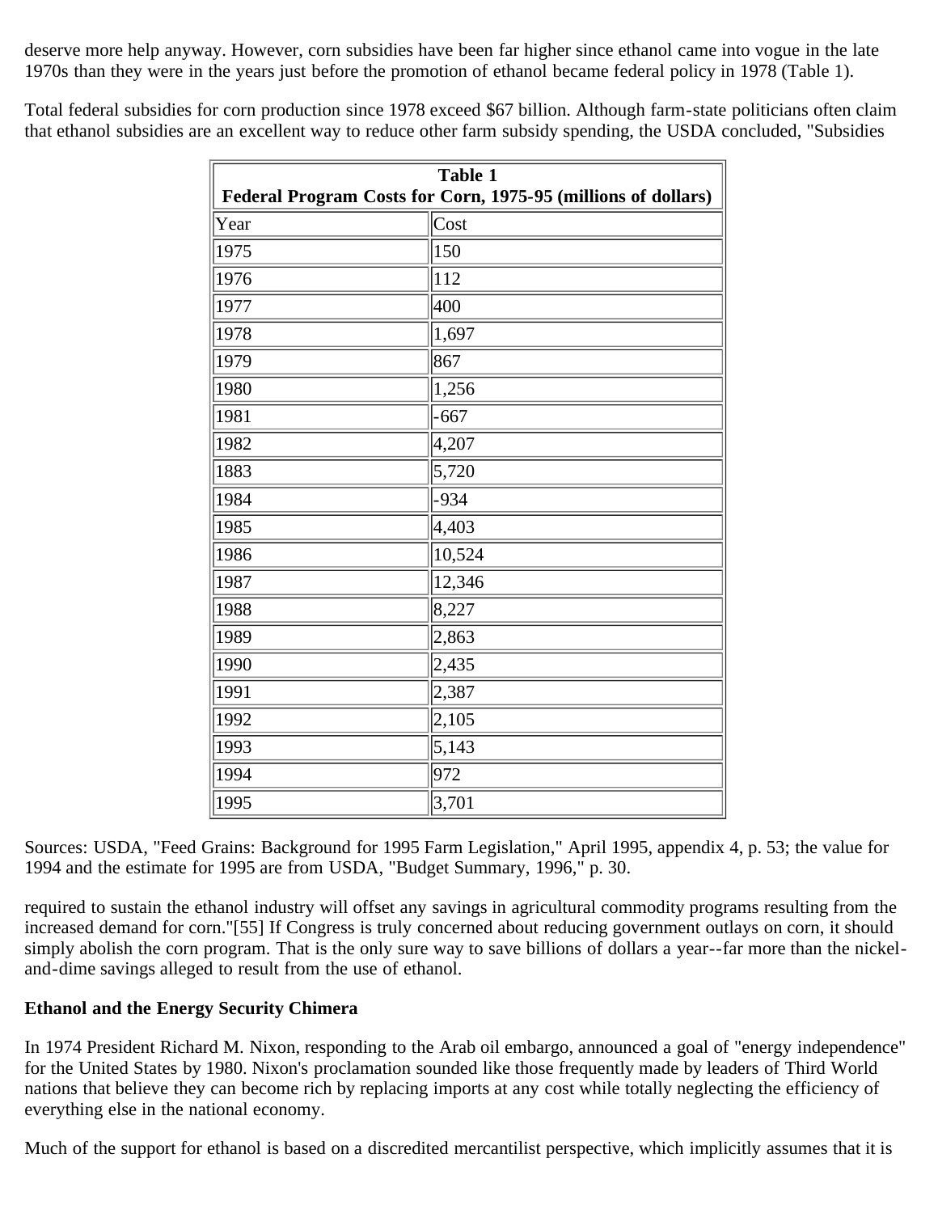deserve more help anyway. However, corn subsidies have been far higher since ethanol came into vogue in the late 1970s than they were in the years just before the promotion of ethanol became federal policy in 1978 (Table 1).

Total federal subsidies for corn production since 1978 exceed $67 billion. Although farm-state politicians often claim that ethanol subsidies are an excellent way to reduce other farm subsidy spending, the USDA concluded, "Subsidies required to sustain the ethanol industry will offset any savings in agricultural commodity programs resulting from the increased demand for corn."[55] If Congress is truly concerned about reducing government outlays on corn, it should simply abolish the corn program. That is the only sure way to save billions of dollars a year--far more than the nickel-and-dime savings alleged to result from the use of ethanol.

**Table 1**
**Federal Program Costs for Corn, 1975-95 (millions of dollars)**

| Year | Cost |
| --- | --- |
| 1975 | 150 |
| 1976 | 112 |
| 1977 | 400 |
| 1978 | 1,697 |
| 1979 | 867 |
| 1980 | 1,256 |
| 1981 | -667 |
| 1982 | 4,207 |
| 1883 | 5,720 |
| 1984 | -934 |
| 1985 | 4,403 |
| 1986 | 10,524 |
| 1987 | 12,346 |
| 1988 | 8,227 |
| 1989 | 2,863 |
| 1990 | 2,435 |
| 1991 | 2,387 |
| 1992 | 2,105 |
| 1993 | 5,143 |
| 1994 | 972 |
| 1995 | 3,701 |

Sources: USDA, "Feed Grains: Background for 1995 Farm Legislation," April 1995, appendix 4, p. 53; the value for 1994 and the estimate for 1995 are from USDA, "Budget Summary, 1996," p. 30.

### Ethanol and the Energy Security Chimera

In 1974 President Richard M. Nixon, responding to the Arab oil embargo, announced a goal of "energy independence" for the United States by 1980. Nixon's proclamation sounded like those frequently made by leaders of Third World nations that believe they can become rich by replacing imports at any cost while totally neglecting the efficiency of everything else in the national economy.

Much of the support for ethanol is based on a discredited mercantilist perspective, which implicitly assumes that it is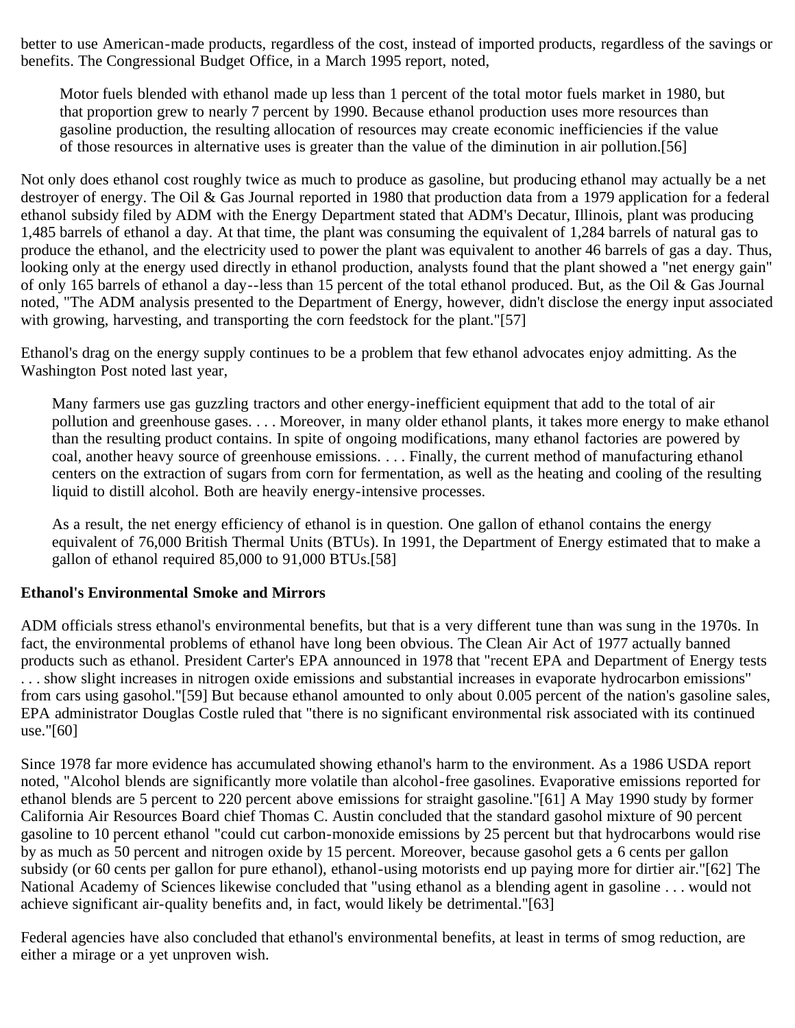better to use American-made products, regardless of the cost, instead of imported products, regardless of the savings or benefits. The Congressional Budget Office, in a March 1995 report, noted,

> Motor fuels blended with ethanol made up less than 1 percent of the total motor fuels market in 1980, but that proportion grew to nearly 7 percent by 1990. Because ethanol production uses more resources than gasoline production, the resulting allocation of resources may create economic inefficiencies if the value of those resources in alternative uses is greater than the value of the diminution in air pollution.[56]

Not only does ethanol cost roughly twice as much to produce as gasoline, but producing ethanol may actually be a net destroyer of energy. The Oil & Gas Journal reported in 1980 that production data from a 1979 application for a federal ethanol subsidy filed by ADM with the Energy Department stated that ADM's Decatur, Illinois, plant was producing 1,485 barrels of ethanol a day. At that time, the plant was consuming the equivalent of 1,284 barrels of natural gas to produce the ethanol, and the electricity used to power the plant was equivalent to another 46 barrels of gas a day. Thus, looking only at the energy used directly in ethanol production, analysts found that the plant showed a "net energy gain" of only 165 barrels of ethanol a day--less than 15 percent of the total ethanol produced. But, as the Oil & Gas Journal noted, "The ADM analysis presented to the Department of Energy, however, didn't disclose the energy input associated with growing, harvesting, and transporting the corn feedstock for the plant."[57]

Ethanol's drag on the energy supply continues to be a problem that few ethanol advocates enjoy admitting. As the Washington Post noted last year,

> Many farmers use gas guzzling tractors and other energy-inefficient equipment that add to the total of air pollution and greenhouse gases. . . . Moreover, in many older ethanol plants, it takes more energy to make ethanol than the resulting product contains. In spite of ongoing modifications, many ethanol factories are powered by coal, another heavy source of greenhouse emissions. . . . Finally, the current method of manufacturing ethanol centers on the extraction of sugars from corn for fermentation, as well as the heating and cooling of the resulting liquid to distill alcohol. Both are heavily energy-intensive processes.
>
> As a result, the net energy efficiency of ethanol is in question. One gallon of ethanol contains the energy equivalent of 76,000 British Thermal Units (BTUs). In 1991, the Department of Energy estimated that to make a gallon of ethanol required 85,000 to 91,000 BTUs.[58]

**Ethanol's Environmental Smoke and Mirrors**

ADM officials stress ethanol's environmental benefits, but that is a very different tune than was sung in the 1970s. In fact, the environmental problems of ethanol have long been obvious. The Clean Air Act of 1977 actually banned products such as ethanol. President Carter's EPA announced in 1978 that "recent EPA and Department of Energy tests . . . show slight increases in nitrogen oxide emissions and substantial increases in evaporate hydrocarbon emissions" from cars using gasohol."[59] But because ethanol amounted to only about 0.005 percent of the nation's gasoline sales, EPA administrator Douglas Costle ruled that "there is no significant environmental risk associated with its continued use."[60]

Since 1978 far more evidence has accumulated showing ethanol's harm to the environment. As a 1986 USDA report noted, "Alcohol blends are significantly more volatile than alcohol-free gasolines. Evaporative emissions reported for ethanol blends are 5 percent to 220 percent above emissions for straight gasoline."[61] A May 1990 study by former California Air Resources Board chief Thomas C. Austin concluded that the standard gasohol mixture of 90 percent gasoline to 10 percent ethanol "could cut carbon-monoxide emissions by 25 percent but that hydrocarbons would rise by as much as 50 percent and nitrogen oxide by 15 percent. Moreover, because gasohol gets a 6 cents per gallon subsidy (or 60 cents per gallon for pure ethanol), ethanol-using motorists end up paying more for dirtier air."[62] The National Academy of Sciences likewise concluded that "using ethanol as a blending agent in gasoline . . . would not achieve significant air-quality benefits and, in fact, would likely be detrimental."[63]

Federal agencies have also concluded that ethanol's environmental benefits, at least in terms of smog reduction, are either a mirage or a yet unproven wish.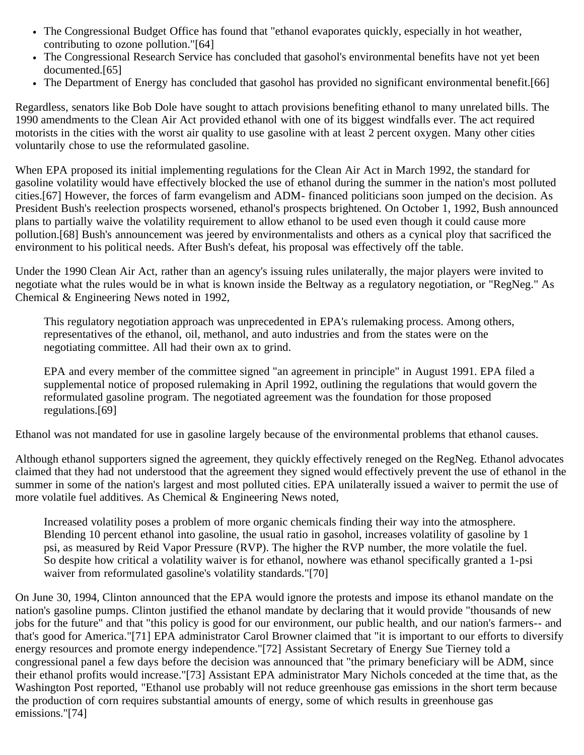- The Congressional Budget Office has found that "ethanol evaporates quickly, especially in hot weather, contributing to ozone pollution."[64]
- The Congressional Research Service has concluded that gasohol's environmental benefits have not yet been documented.[65]
- The Department of Energy has concluded that gasohol has provided no significant environmental benefit.[66]

Regardless, senators like Bob Dole have sought to attach provisions benefiting ethanol to many unrelated bills. The 1990 amendments to the Clean Air Act provided ethanol with one of its biggest windfalls ever. The act required motorists in the cities with the worst air quality to use gasoline with at least 2 percent oxygen. Many other cities voluntarily chose to use the reformulated gasoline.

When EPA proposed its initial implementing regulations for the Clean Air Act in March 1992, the standard for gasoline volatility would have effectively blocked the use of ethanol during the summer in the nation's most polluted cities.[67] However, the forces of farm evangelism and ADM- financed politicians soon jumped on the decision. As President Bush's reelection prospects worsened, ethanol's prospects brightened. On October 1, 1992, Bush announced plans to partially waive the volatility requirement to allow ethanol to be used even though it could cause more pollution.[68] Bush's announcement was jeered by environmentalists and others as a cynical ploy that sacrificed the environment to his political needs. After Bush's defeat, his proposal was effectively off the table.

Under the 1990 Clean Air Act, rather than an agency's issuing rules unilaterally, the major players were invited to negotiate what the rules would be in what is known inside the Beltway as a regulatory negotiation, or "RegNeg." As Chemical & Engineering News noted in 1992,

> This regulatory negotiation approach was unprecedented in EPA's rulemaking process. Among others, representatives of the ethanol, oil, methanol, and auto industries and from the states were on the negotiating committee. All had their own ax to grind.
>
> EPA and every member of the committee signed "an agreement in principle" in August 1991. EPA filed a supplemental notice of proposed rulemaking in April 1992, outlining the regulations that would govern the reformulated gasoline program. The negotiated agreement was the foundation for those proposed regulations.[69]

Ethanol was not mandated for use in gasoline largely because of the environmental problems that ethanol causes.

Although ethanol supporters signed the agreement, they quickly effectively reneged on the RegNeg. Ethanol advocates claimed that they had not understood that the agreement they signed would effectively prevent the use of ethanol in the summer in some of the nation's largest and most polluted cities. EPA unilaterally issued a waiver to permit the use of more volatile fuel additives. As Chemical & Engineering News noted,

> Increased volatility poses a problem of more organic chemicals finding their way into the atmosphere. Blending 10 percent ethanol into gasoline, the usual ratio in gasohol, increases volatility of gasoline by 1 psi, as measured by Reid Vapor Pressure (RVP). The higher the RVP number, the more volatile the fuel. So despite how critical a volatility waiver is for ethanol, nowhere was ethanol specifically granted a 1-psi waiver from reformulated gasoline's volatility standards."[70]

On June 30, 1994, Clinton announced that the EPA would ignore the protests and impose its ethanol mandate on the nation's gasoline pumps. Clinton justified the ethanol mandate by declaring that it would provide "thousands of new jobs for the future" and that "this policy is good for our environment, our public health, and our nation's farmers-- and that's good for America."[71] EPA administrator Carol Browner claimed that "it is important to our efforts to diversify energy resources and promote energy independence."[72] Assistant Secretary of Energy Sue Tierney told a congressional panel a few days before the decision was announced that "the primary beneficiary will be ADM, since their ethanol profits would increase."[73] Assistant EPA administrator Mary Nichols conceded at the time that, as the Washington Post reported, "Ethanol use probably will not reduce greenhouse gas emissions in the short term because the production of corn requires substantial amounts of energy, some of which results in greenhouse gas emissions."[74]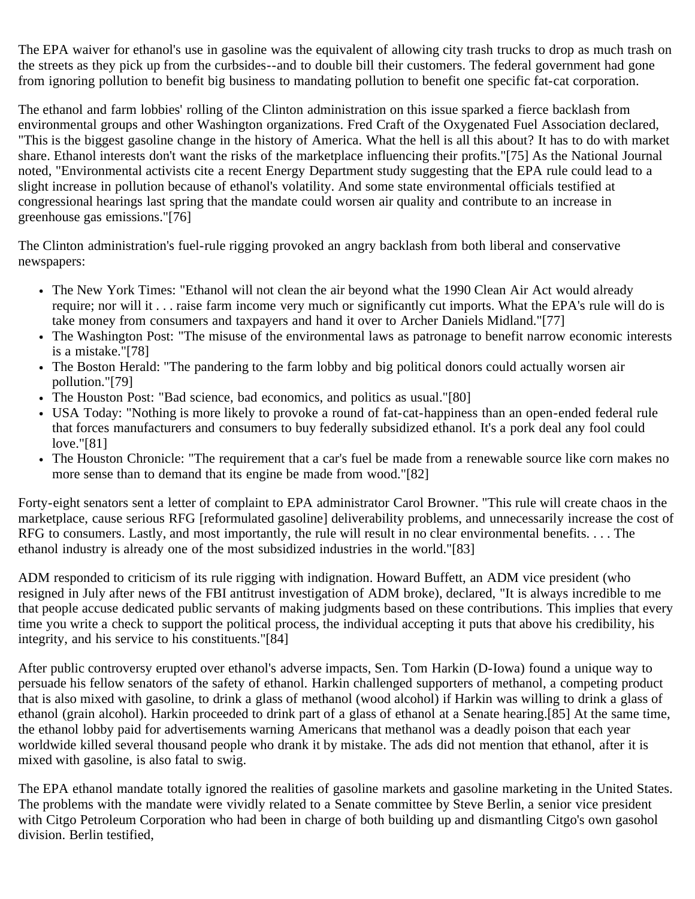The EPA waiver for ethanol's use in gasoline was the equivalent of allowing city trash trucks to drop as much trash on the streets as they pick up from the curbsides--and to double bill their customers. The federal government had gone from ignoring pollution to benefit big business to mandating pollution to benefit one specific fat-cat corporation.

The ethanol and farm lobbies' rolling of the Clinton administration on this issue sparked a fierce backlash from environmental groups and other Washington organizations. Fred Craft of the Oxygenated Fuel Association declared, "This is the biggest gasoline change in the history of America. What the hell is all this about? It has to do with market share. Ethanol interests don't want the risks of the marketplace influencing their profits."[75] As the National Journal noted, "Environmental activists cite a recent Energy Department study suggesting that the EPA rule could lead to a slight increase in pollution because of ethanol's volatility. And some state environmental officials testified at congressional hearings last spring that the mandate could worsen air quality and contribute to an increase in greenhouse gas emissions."[76]

The Clinton administration's fuel-rule rigging provoked an angry backlash from both liberal and conservative newspapers:

- The New York Times: "Ethanol will not clean the air beyond what the 1990 Clean Air Act would already require; nor will it . . . raise farm income very much or significantly cut imports. What the EPA's rule will do is take money from consumers and taxpayers and hand it over to Archer Daniels Midland."[77]
- The Washington Post: "The misuse of the environmental laws as patronage to benefit narrow economic interests is a mistake."[78]
- The Boston Herald: "The pandering to the farm lobby and big political donors could actually worsen air pollution."[79]
- The Houston Post: "Bad science, bad economics, and politics as usual."[80]
- USA Today: "Nothing is more likely to provoke a round of fat-cat-happiness than an open-ended federal rule that forces manufacturers and consumers to buy federally subsidized ethanol. It's a pork deal any fool could love."[81]
- The Houston Chronicle: "The requirement that a car's fuel be made from a renewable source like corn makes no more sense than to demand that its engine be made from wood."[82]

Forty-eight senators sent a letter of complaint to EPA administrator Carol Browner. "This rule will create chaos in the marketplace, cause serious RFG [reformulated gasoline] deliverability problems, and unnecessarily increase the cost of RFG to consumers. Lastly, and most importantly, the rule will result in no clear environmental benefits. . . . The ethanol industry is already one of the most subsidized industries in the world."[83]

ADM responded to criticism of its rule rigging with indignation. Howard Buffett, an ADM vice president (who resigned in July after news of the FBI antitrust investigation of ADM broke), declared, "It is always incredible to me that people accuse dedicated public servants of making judgments based on these contributions. This implies that every time you write a check to support the political process, the individual accepting it puts that above his credibility, his integrity, and his service to his constituents."[84]

After public controversy erupted over ethanol's adverse impacts, Sen. Tom Harkin (D-Iowa) found a unique way to persuade his fellow senators of the safety of ethanol. Harkin challenged supporters of methanol, a competing product that is also mixed with gasoline, to drink a glass of methanol (wood alcohol) if Harkin was willing to drink a glass of ethanol (grain alcohol). Harkin proceeded to drink part of a glass of ethanol at a Senate hearing.[85] At the same time, the ethanol lobby paid for advertisements warning Americans that methanol was a deadly poison that each year worldwide killed several thousand people who drank it by mistake. The ads did not mention that ethanol, after it is mixed with gasoline, is also fatal to swig.

The EPA ethanol mandate totally ignored the realities of gasoline markets and gasoline marketing in the United States. The problems with the mandate were vividly related to a Senate committee by Steve Berlin, a senior vice president with Citgo Petroleum Corporation who had been in charge of both building up and dismantling Citgo's own gasohol division. Berlin testified,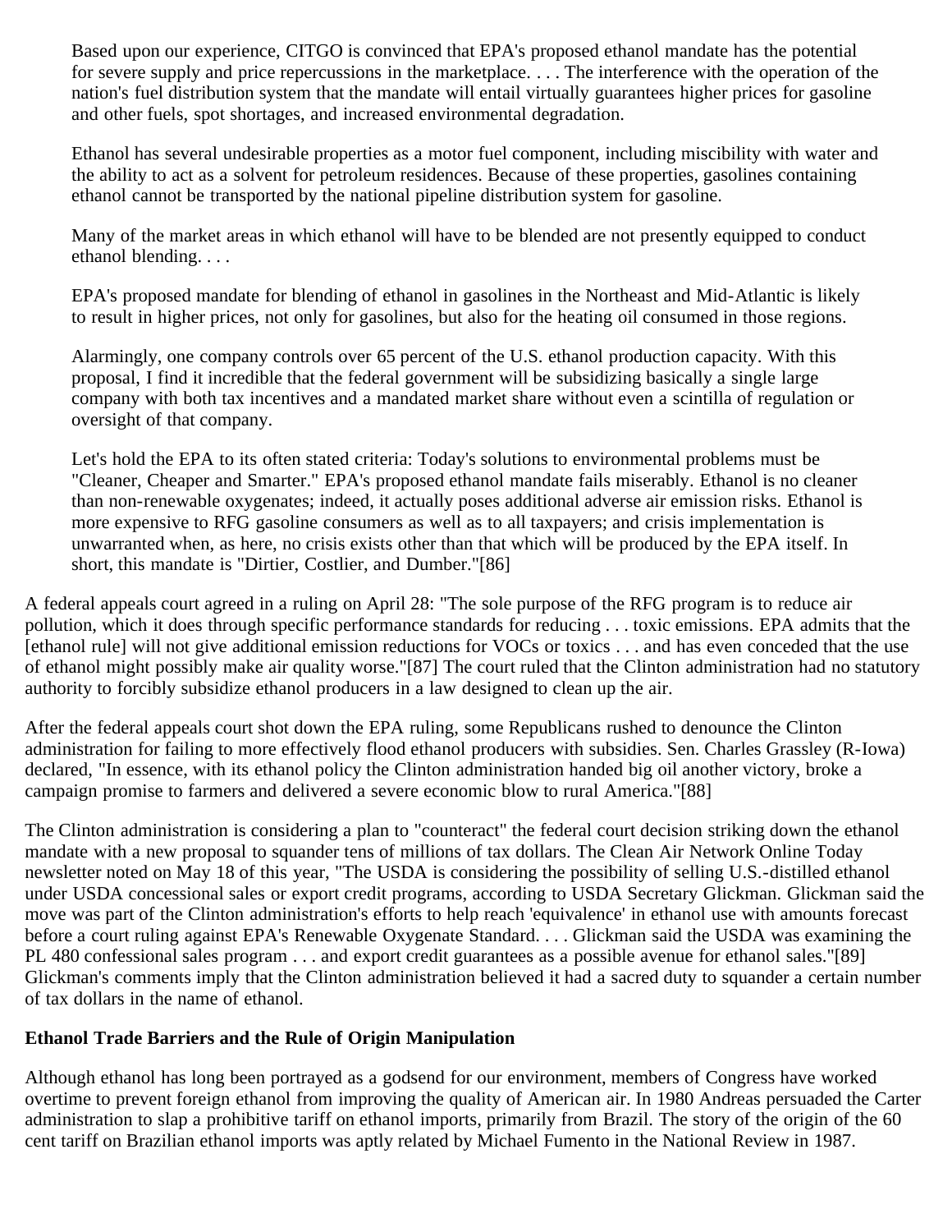> Based upon our experience, CITGO is convinced that EPA's proposed ethanol mandate has the potential for severe supply and price repercussions in the marketplace. . . . The interference with the operation of the nation's fuel distribution system that the mandate will entail virtually guarantees higher prices for gasoline and other fuels, spot shortages, and increased environmental degradation.
>
> Ethanol has several undesirable properties as a motor fuel component, including miscibility with water and the ability to act as a solvent for petroleum residences. Because of these properties, gasolines containing ethanol cannot be transported by the national pipeline distribution system for gasoline.
>
> Many of the market areas in which ethanol will have to be blended are not presently equipped to conduct ethanol blending. . . .
>
> EPA's proposed mandate for blending of ethanol in gasolines in the Northeast and Mid-Atlantic is likely to result in higher prices, not only for gasolines, but also for the heating oil consumed in those regions.
>
> Alarmingly, one company controls over 65 percent of the U.S. ethanol production capacity. With this proposal, I find it incredible that the federal government will be subsidizing basically a single large company with both tax incentives and a mandated market share without even a scintilla of regulation or oversight of that company.
>
> Let's hold the EPA to its often stated criteria: Today's solutions to environmental problems must be "Cleaner, Cheaper and Smarter." EPA's proposed ethanol mandate fails miserably. Ethanol is no cleaner than non-renewable oxygenates; indeed, it actually poses additional adverse air emission risks. Ethanol is more expensive to RFG gasoline consumers as well as to all taxpayers; and crisis implementation is unwarranted when, as here, no crisis exists other than that which will be produced by the EPA itself. In short, this mandate is "Dirtier, Costlier, and Dumber."[86]

A federal appeals court agreed in a ruling on April 28: "The sole purpose of the RFG program is to reduce air pollution, which it does through specific performance standards for reducing . . . toxic emissions. EPA admits that the [ethanol rule] will not give additional emission reductions for VOCs or toxics . . . and has even conceded that the use of ethanol might possibly make air quality worse."[87] The court ruled that the Clinton administration had no statutory authority to forcibly subsidize ethanol producers in a law designed to clean up the air.

After the federal appeals court shot down the EPA ruling, some Republicans rushed to denounce the Clinton administration for failing to more effectively flood ethanol producers with subsidies. Sen. Charles Grassley (R-Iowa) declared, "In essence, with its ethanol policy the Clinton administration handed big oil another victory, broke a campaign promise to farmers and delivered a severe economic blow to rural America."[88]

The Clinton administration is considering a plan to "counteract" the federal court decision striking down the ethanol mandate with a new proposal to squander tens of millions of tax dollars. The Clean Air Network Online Today newsletter noted on May 18 of this year, "The USDA is considering the possibility of selling U.S.-distilled ethanol under USDA concessional sales or export credit programs, according to USDA Secretary Glickman. Glickman said the move was part of the Clinton administration's efforts to help reach 'equivalence' in ethanol use with amounts forecast before a court ruling against EPA's Renewable Oxygenate Standard. . . . Glickman said the USDA was examining the PL 480 confessional sales program . . . and export credit guarantees as a possible avenue for ethanol sales."[89] Glickman's comments imply that the Clinton administration believed it had a sacred duty to squander a certain number of tax dollars in the name of ethanol.

**Ethanol Trade Barriers and the Rule of Origin Manipulation**

Although ethanol has long been portrayed as a godsend for our environment, members of Congress have worked overtime to prevent foreign ethanol from improving the quality of American air. In 1980 Andreas persuaded the Carter administration to slap a prohibitive tariff on ethanol imports, primarily from Brazil. The story of the origin of the 60 cent tariff on Brazilian ethanol imports was aptly related by Michael Fumento in the National Review in 1987.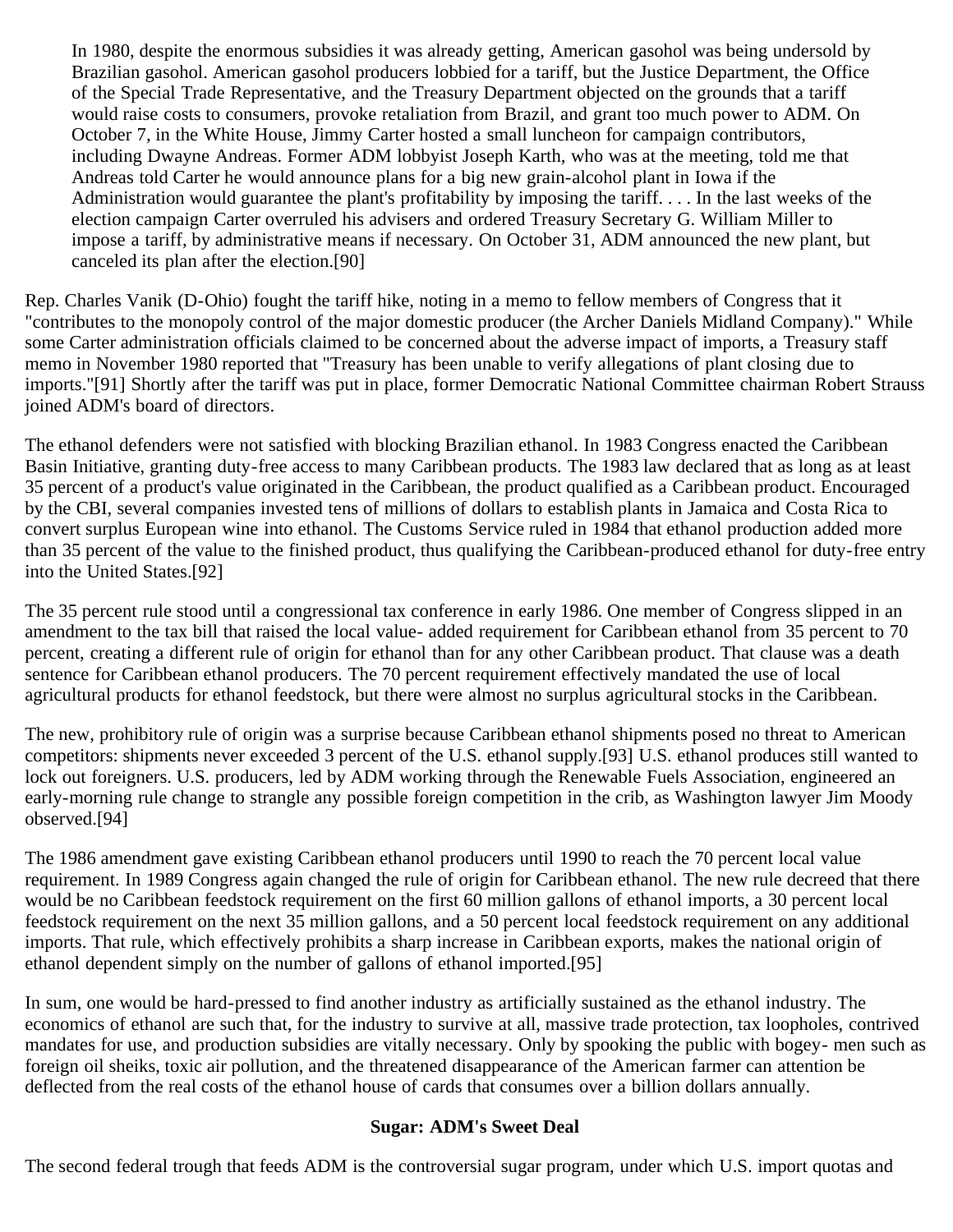> In 1980, despite the enormous subsidies it was already getting, American gasohol was being undersold by Brazilian gasohol. American gasohol producers lobbied for a tariff, but the Justice Department, the Office of the Special Trade Representative, and the Treasury Department objected on the grounds that a tariff would raise costs to consumers, provoke retaliation from Brazil, and grant too much power to ADM. On October 7, in the White House, Jimmy Carter hosted a small luncheon for campaign contributors, including Dwayne Andreas. Former ADM lobbyist Joseph Karth, who was at the meeting, told me that Andreas told Carter he would announce plans for a big new grain-alcohol plant in Iowa if the Administration would guarantee the plant's profitability by imposing the tariff. . . . In the last weeks of the election campaign Carter overruled his advisers and ordered Treasury Secretary G. William Miller to impose a tariff, by administrative means if necessary. On October 31, ADM announced the new plant, but canceled its plan after the election.[90]

Rep. Charles Vanik (D-Ohio) fought the tariff hike, noting in a memo to fellow members of Congress that it "contributes to the monopoly control of the major domestic producer (the Archer Daniels Midland Company)." While some Carter administration officials claimed to be concerned about the adverse impact of imports, a Treasury staff memo in November 1980 reported that "Treasury has been unable to verify allegations of plant closing due to imports."[91] Shortly after the tariff was put in place, former Democratic National Committee chairman Robert Strauss joined ADM's board of directors.

The ethanol defenders were not satisfied with blocking Brazilian ethanol. In 1983 Congress enacted the Caribbean Basin Initiative, granting duty-free access to many Caribbean products. The 1983 law declared that as long as at least 35 percent of a product's value originated in the Caribbean, the product qualified as a Caribbean product. Encouraged by the CBI, several companies invested tens of millions of dollars to establish plants in Jamaica and Costa Rica to convert surplus European wine into ethanol. The Customs Service ruled in 1984 that ethanol production added more than 35 percent of the value to the finished product, thus qualifying the Caribbean-produced ethanol for duty-free entry into the United States.[92]

The 35 percent rule stood until a congressional tax conference in early 1986. One member of Congress slipped in an amendment to the tax bill that raised the local value- added requirement for Caribbean ethanol from 35 percent to 70 percent, creating a different rule of origin for ethanol than for any other Caribbean product. That clause was a death sentence for Caribbean ethanol producers. The 70 percent requirement effectively mandated the use of local agricultural products for ethanol feedstock, but there were almost no surplus agricultural stocks in the Caribbean.

The new, prohibitory rule of origin was a surprise because Caribbean ethanol shipments posed no threat to American competitors: shipments never exceeded 3 percent of the U.S. ethanol supply.[93] U.S. ethanol produces still wanted to lock out foreigners. U.S. producers, led by ADM working through the Renewable Fuels Association, engineered an early-morning rule change to strangle any possible foreign competition in the crib, as Washington lawyer Jim Moody observed.[94]

The 1986 amendment gave existing Caribbean ethanol producers until 1990 to reach the 70 percent local value requirement. In 1989 Congress again changed the rule of origin for Caribbean ethanol. The new rule decreed that there would be no Caribbean feedstock requirement on the first 60 million gallons of ethanol imports, a 30 percent local feedstock requirement on the next 35 million gallons, and a 50 percent local feedstock requirement on any additional imports. That rule, which effectively prohibits a sharp increase in Caribbean exports, makes the national origin of ethanol dependent simply on the number of gallons of ethanol imported.[95]

In sum, one would be hard-pressed to find another industry as artificially sustained as the ethanol industry. The economics of ethanol are such that, for the industry to survive at all, massive trade protection, tax loopholes, contrived mandates for use, and production subsidies are vitally necessary. Only by spooking the public with bogey- men such as foreign oil sheiks, toxic air pollution, and the threatened disappearance of the American farmer can attention be deflected from the real costs of the ethanol house of cards that consumes over a billion dollars annually.

### Sugar: ADM's Sweet Deal

The second federal trough that feeds ADM is the controversial sugar program, under which U.S. import quotas and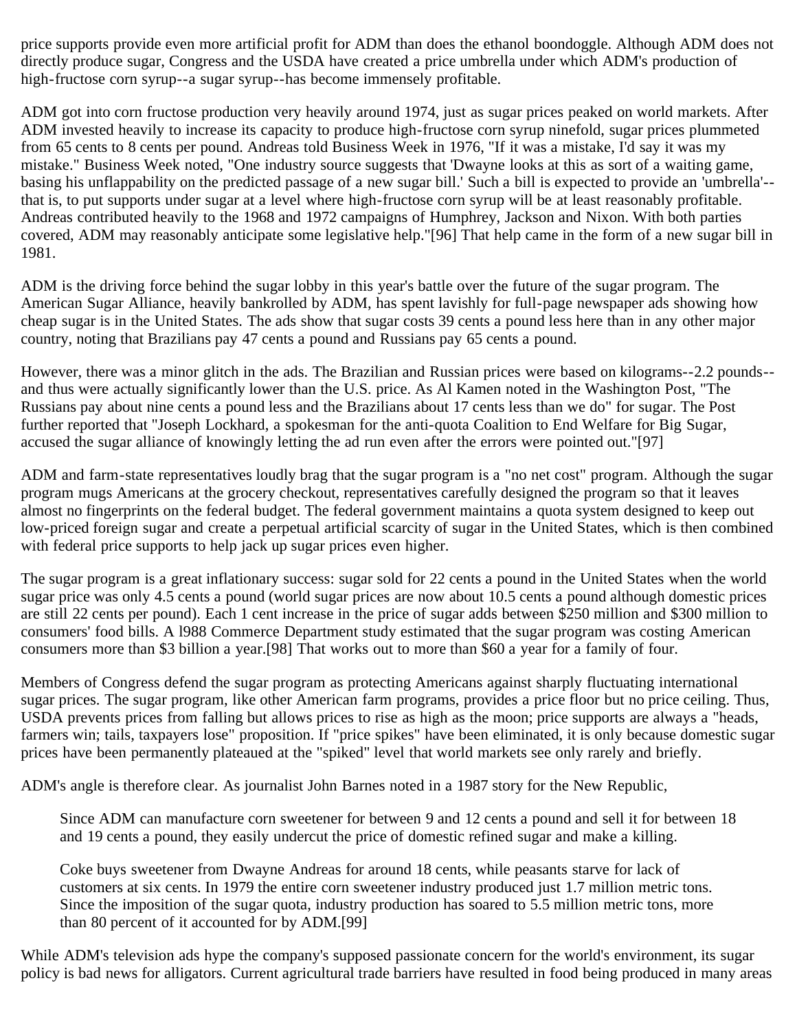price supports provide even more artificial profit for ADM than does the ethanol boondoggle. Although ADM does not directly produce sugar, Congress and the USDA have created a price umbrella under which ADM's production of high-fructose corn syrup--a sugar syrup--has become immensely profitable.

ADM got into corn fructose production very heavily around 1974, just as sugar prices peaked on world markets. After ADM invested heavily to increase its capacity to produce high-fructose corn syrup ninefold, sugar prices plummeted from 65 cents to 8 cents per pound. Andreas told Business Week in 1976, "If it was a mistake, I'd say it was my mistake." Business Week noted, "One industry source suggests that 'Dwayne looks at this as sort of a waiting game, basing his unflappability on the predicted passage of a new sugar bill.' Such a bill is expected to provide an 'umbrella'--that is, to put supports under sugar at a level where high-fructose corn syrup will be at least reasonably profitable. Andreas contributed heavily to the 1968 and 1972 campaigns of Humphrey, Jackson and Nixon. With both parties covered, ADM may reasonably anticipate some legislative help."[96] That help came in the form of a new sugar bill in 1981.

ADM is the driving force behind the sugar lobby in this year's battle over the future of the sugar program. The American Sugar Alliance, heavily bankrolled by ADM, has spent lavishly for full-page newspaper ads showing how cheap sugar is in the United States. The ads show that sugar costs 39 cents a pound less here than in any other major country, noting that Brazilians pay 47 cents a pound and Russians pay 65 cents a pound.

However, there was a minor glitch in the ads. The Brazilian and Russian prices were based on kilograms--2.2 pounds--and thus were actually significantly lower than the U.S. price. As Al Kamen noted in the Washington Post, "The Russians pay about nine cents a pound less and the Brazilians about 17 cents less than we do" for sugar. The Post further reported that "Joseph Lockhard, a spokesman for the anti-quota Coalition to End Welfare for Big Sugar, accused the sugar alliance of knowingly letting the ad run even after the errors were pointed out."[97]

ADM and farm-state representatives loudly brag that the sugar program is a "no net cost" program. Although the sugar program mugs Americans at the grocery checkout, representatives carefully designed the program so that it leaves almost no fingerprints on the federal budget. The federal government maintains a quota system designed to keep out low-priced foreign sugar and create a perpetual artificial scarcity of sugar in the United States, which is then combined with federal price supports to help jack up sugar prices even higher.

The sugar program is a great inflationary success: sugar sold for 22 cents a pound in the United States when the world sugar price was only 4.5 cents a pound (world sugar prices are now about 10.5 cents a pound although domestic prices are still 22 cents per pound). Each 1 cent increase in the price of sugar adds between \$250 million and \$300 million to consumers' food bills. A l988 Commerce Department study estimated that the sugar program was costing American consumers more than \$3 billion a year.[98] That works out to more than \$60 a year for a family of four.

Members of Congress defend the sugar program as protecting Americans against sharply fluctuating international sugar prices. The sugar program, like other American farm programs, provides a price floor but no price ceiling. Thus, USDA prevents prices from falling but allows prices to rise as high as the moon; price supports are always a "heads, farmers win; tails, taxpayers lose" proposition. If "price spikes" have been eliminated, it is only because domestic sugar prices have been permanently plateaued at the "spiked" level that world markets see only rarely and briefly.

ADM's angle is therefore clear. As journalist John Barnes noted in a 1987 story for the New Republic,

> Since ADM can manufacture corn sweetener for between 9 and 12 cents a pound and sell it for between 18 and 19 cents a pound, they easily undercut the price of domestic refined sugar and make a killing.
>
> Coke buys sweetener from Dwayne Andreas for around 18 cents, while peasants starve for lack of customers at six cents. In 1979 the entire corn sweetener industry produced just 1.7 million metric tons. Since the imposition of the sugar quota, industry production has soared to 5.5 million metric tons, more than 80 percent of it accounted for by ADM.[99]

While ADM's television ads hype the company's supposed passionate concern for the world's environment, its sugar policy is bad news for alligators. Current agricultural trade barriers have resulted in food being produced in many areas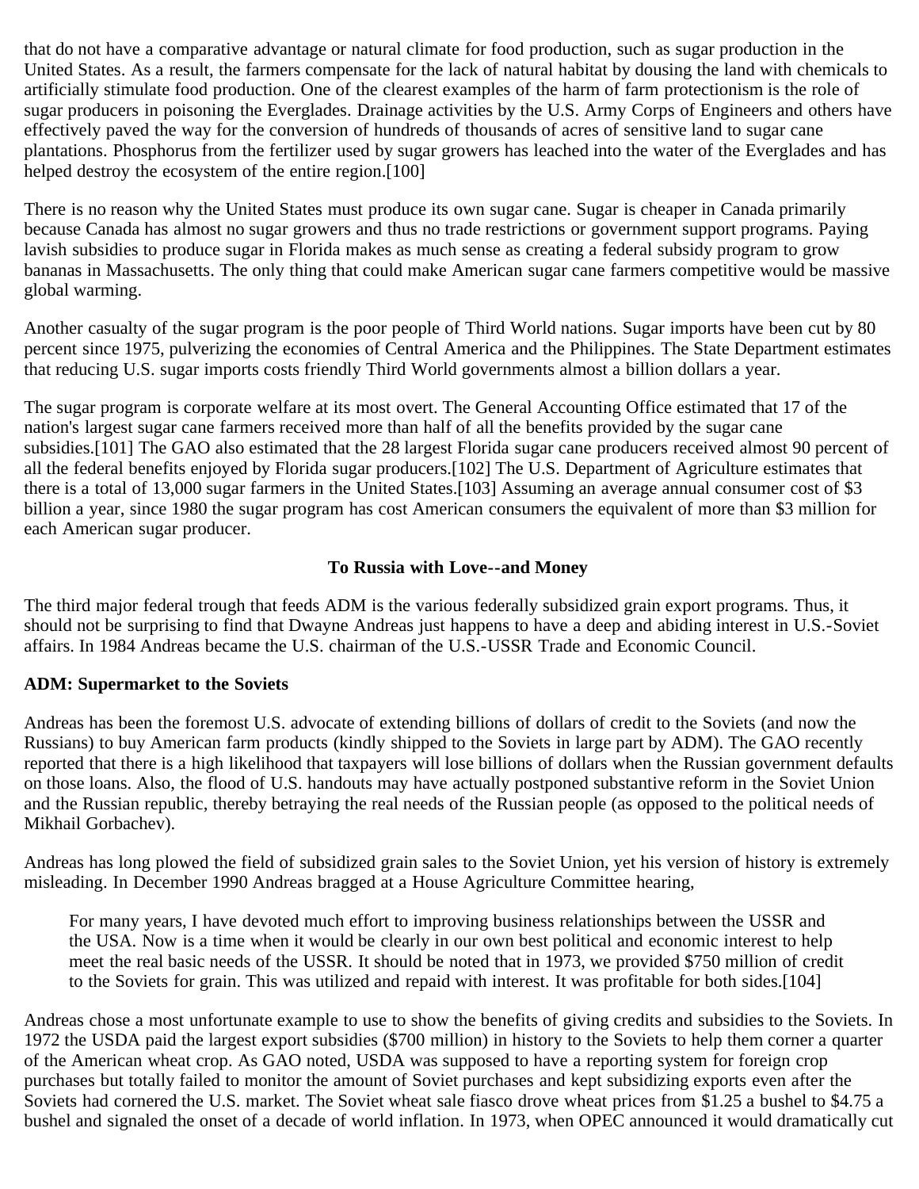that do not have a comparative advantage or natural climate for food production, such as sugar production in the United States. As a result, the farmers compensate for the lack of natural habitat by dousing the land with chemicals to artificially stimulate food production. One of the clearest examples of the harm of farm protectionism is the role of sugar producers in poisoning the Everglades. Drainage activities by the U.S. Army Corps of Engineers and others have effectively paved the way for the conversion of hundreds of thousands of acres of sensitive land to sugar cane plantations. Phosphorus from the fertilizer used by sugar growers has leached into the water of the Everglades and has helped destroy the ecosystem of the entire region.[100]

There is no reason why the United States must produce its own sugar cane. Sugar is cheaper in Canada primarily because Canada has almost no sugar growers and thus no trade restrictions or government support programs. Paying lavish subsidies to produce sugar in Florida makes as much sense as creating a federal subsidy program to grow bananas in Massachusetts. The only thing that could make American sugar cane farmers competitive would be massive global warming.

Another casualty of the sugar program is the poor people of Third World nations. Sugar imports have been cut by 80 percent since 1975, pulverizing the economies of Central America and the Philippines. The State Department estimates that reducing U.S. sugar imports costs friendly Third World governments almost a billion dollars a year.

The sugar program is corporate welfare at its most overt. The General Accounting Office estimated that 17 of the nation's largest sugar cane farmers received more than half of all the benefits provided by the sugar cane subsidies.[101] The GAO also estimated that the 28 largest Florida sugar cane producers received almost 90 percent of all the federal benefits enjoyed by Florida sugar producers.[102] The U.S. Department of Agriculture estimates that there is a total of 13,000 sugar farmers in the United States.[103] Assuming an average annual consumer cost of $3 billion a year, since 1980 the sugar program has cost American consumers the equivalent of more than $3 million for each American sugar producer.

## To Russia with Love--and Money

The third major federal trough that feeds ADM is the various federally subsidized grain export programs. Thus, it should not be surprising to find that Dwayne Andreas just happens to have a deep and abiding interest in U.S.-Soviet affairs. In 1984 Andreas became the U.S. chairman of the U.S.-USSR Trade and Economic Council.

### ADM: Supermarket to the Soviets

Andreas has been the foremost U.S. advocate of extending billions of dollars of credit to the Soviets (and now the Russians) to buy American farm products (kindly shipped to the Soviets in large part by ADM). The GAO recently reported that there is a high likelihood that taxpayers will lose billions of dollars when the Russian government defaults on those loans. Also, the flood of U.S. handouts may have actually postponed substantive reform in the Soviet Union and the Russian republic, thereby betraying the real needs of the Russian people (as opposed to the political needs of Mikhail Gorbachev).

Andreas has long plowed the field of subsidized grain sales to the Soviet Union, yet his version of history is extremely misleading. In December 1990 Andreas bragged at a House Agriculture Committee hearing,

> For many years, I have devoted much effort to improving business relationships between the USSR and the USA. Now is a time when it would be clearly in our own best political and economic interest to help meet the real basic needs of the USSR. It should be noted that in 1973, we provided $750 million of credit to the Soviets for grain. This was utilized and repaid with interest. It was profitable for both sides.[104]

Andreas chose a most unfortunate example to use to show the benefits of giving credits and subsidies to the Soviets. In 1972 the USDA paid the largest export subsidies ($700 million) in history to the Soviets to help them corner a quarter of the American wheat crop. As GAO noted, USDA was supposed to have a reporting system for foreign crop purchases but totally failed to monitor the amount of Soviet purchases and kept subsidizing exports even after the Soviets had cornered the U.S. market. The Soviet wheat sale fiasco drove wheat prices from $1.25 a bushel to $4.75 a bushel and signaled the onset of a decade of world inflation. In 1973, when OPEC announced it would dramatically cut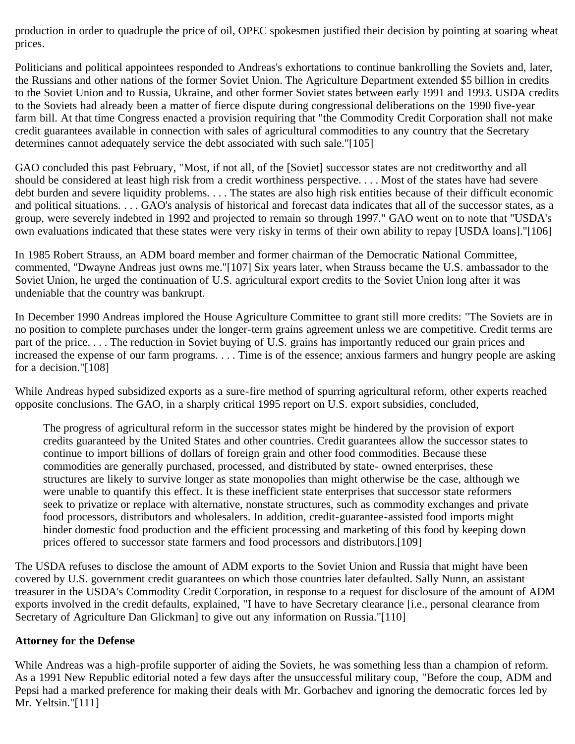production in order to quadruple the price of oil, OPEC spokesmen justified their decision by pointing at soaring wheat prices.

Politicians and political appointees responded to Andreas's exhortations to continue bankrolling the Soviets and, later, the Russians and other nations of the former Soviet Union. The Agriculture Department extended $5 billion in credits to the Soviet Union and to Russia, Ukraine, and other former Soviet states between early 1991 and 1993. USDA credits to the Soviets had already been a matter of fierce dispute during congressional deliberations on the 1990 five-year farm bill. At that time Congress enacted a provision requiring that "the Commodity Credit Corporation shall not make credit guarantees available in connection with sales of agricultural commodities to any country that the Secretary determines cannot adequately service the debt associated with such sale."[105]

GAO concluded this past February, "Most, if not all, of the [Soviet] successor states are not creditworthy and all should be considered at least high risk from a credit worthiness perspective. . . . Most of the states have had severe debt burden and severe liquidity problems. . . . The states are also high risk entities because of their difficult economic and political situations. . . . GAO's analysis of historical and forecast data indicates that all of the successor states, as a group, were severely indebted in 1992 and projected to remain so through 1997." GAO went on to note that "USDA's own evaluations indicated that these states were very risky in terms of their own ability to repay [USDA loans]."[106]

In 1985 Robert Strauss, an ADM board member and former chairman of the Democratic National Committee, commented, "Dwayne Andreas just owns me."[107] Six years later, when Strauss became the U.S. ambassador to the Soviet Union, he urged the continuation of U.S. agricultural export credits to the Soviet Union long after it was undeniable that the country was bankrupt.

In December 1990 Andreas implored the House Agriculture Committee to grant still more credits: "The Soviets are in no position to complete purchases under the longer-term grains agreement unless we are competitive. Credit terms are part of the price. . . . The reduction in Soviet buying of U.S. grains has importantly reduced our grain prices and increased the expense of our farm programs. . . . Time is of the essence; anxious farmers and hungry people are asking for a decision."[108]

While Andreas hyped subsidized exports as a sure-fire method of spurring agricultural reform, other experts reached opposite conclusions. The GAO, in a sharply critical 1995 report on U.S. export subsidies, concluded,

> The progress of agricultural reform in the successor states might be hindered by the provision of export credits guaranteed by the United States and other countries. Credit guarantees allow the successor states to continue to import billions of dollars of foreign grain and other food commodities. Because these commodities are generally purchased, processed, and distributed by state- owned enterprises, these structures are likely to survive longer as state monopolies than might otherwise be the case, although we were unable to quantify this effect. It is these inefficient state enterprises that successor state reformers seek to privatize or replace with alternative, nonstate structures, such as commodity exchanges and private food processors, distributors and wholesalers. In addition, credit-guarantee-assisted food imports might hinder domestic food production and the efficient processing and marketing of this food by keeping down prices offered to successor state farmers and food processors and distributors.[109]

The USDA refuses to disclose the amount of ADM exports to the Soviet Union and Russia that might have been covered by U.S. government credit guarantees on which those countries later defaulted. Sally Nunn, an assistant treasurer in the USDA's Commodity Credit Corporation, in response to a request for disclosure of the amount of ADM exports involved in the credit defaults, explained, "I have to have Secretary clearance [i.e., personal clearance from Secretary of Agriculture Dan Glickman] to give out any information on Russia."[110]

**Attorney for the Defense**

While Andreas was a high-profile supporter of aiding the Soviets, he was something less than a champion of reform. As a 1991 New Republic editorial noted a few days after the unsuccessful military coup, "Before the coup, ADM and Pepsi had a marked preference for making their deals with Mr. Gorbachev and ignoring the democratic forces led by Mr. Yeltsin."[111]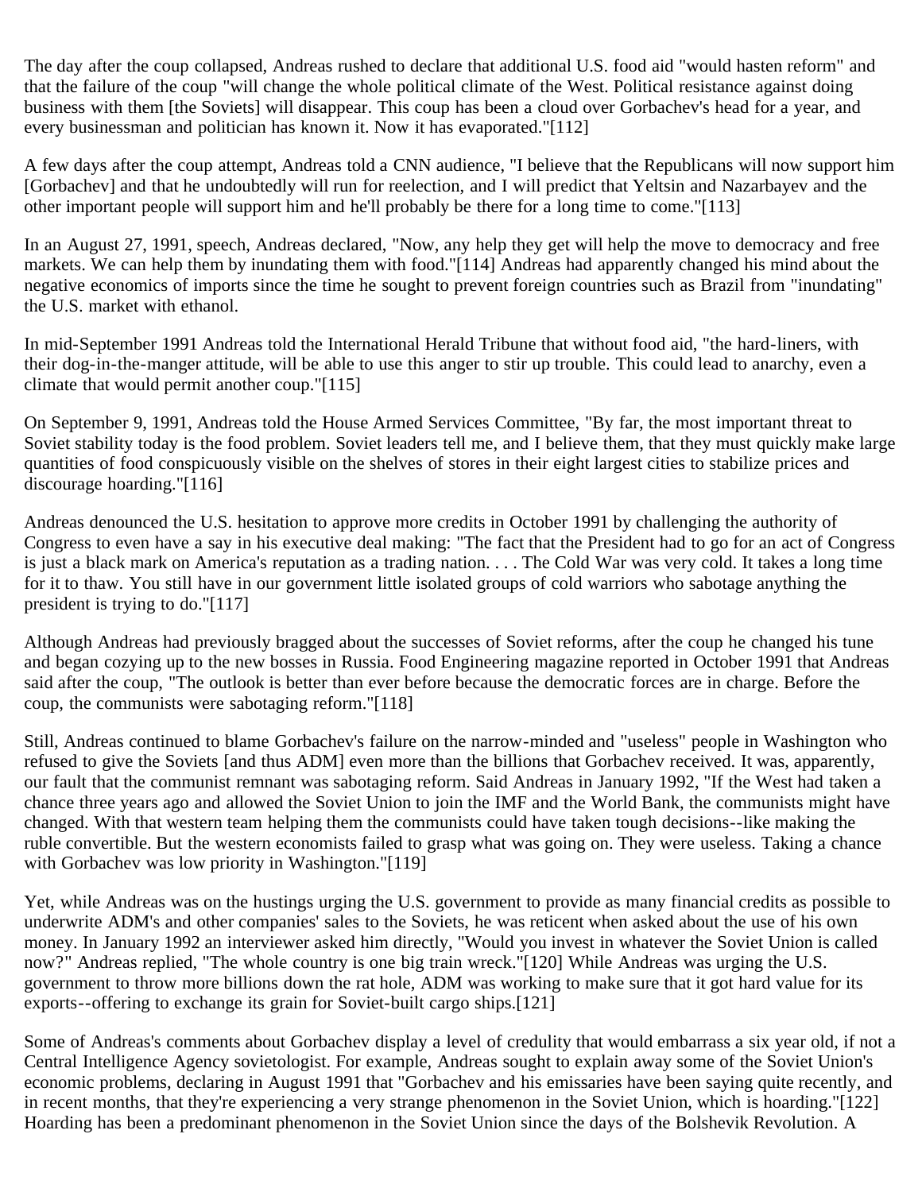The day after the coup collapsed, Andreas rushed to declare that additional U.S. food aid "would hasten reform" and that the failure of the coup "will change the whole political climate of the West. Political resistance against doing business with them [the Soviets] will disappear. This coup has been a cloud over Gorbachev's head for a year, and every businessman and politician has known it. Now it has evaporated."[112]

A few days after the coup attempt, Andreas told a CNN audience, "I believe that the Republicans will now support him [Gorbachev] and that he undoubtedly will run for reelection, and I will predict that Yeltsin and Nazarbayev and the other important people will support him and he'll probably be there for a long time to come."[113]

In an August 27, 1991, speech, Andreas declared, "Now, any help they get will help the move to democracy and free markets. We can help them by inundating them with food."[114] Andreas had apparently changed his mind about the negative economics of imports since the time he sought to prevent foreign countries such as Brazil from "inundating" the U.S. market with ethanol.

In mid-September 1991 Andreas told the International Herald Tribune that without food aid, "the hard-liners, with their dog-in-the-manger attitude, will be able to use this anger to stir up trouble. This could lead to anarchy, even a climate that would permit another coup."[115]

On September 9, 1991, Andreas told the House Armed Services Committee, "By far, the most important threat to Soviet stability today is the food problem. Soviet leaders tell me, and I believe them, that they must quickly make large quantities of food conspicuously visible on the shelves of stores in their eight largest cities to stabilize prices and discourage hoarding."[116]

Andreas denounced the U.S. hesitation to approve more credits in October 1991 by challenging the authority of Congress to even have a say in his executive deal making: "The fact that the President had to go for an act of Congress is just a black mark on America's reputation as a trading nation. . . . The Cold War was very cold. It takes a long time for it to thaw. You still have in our government little isolated groups of cold warriors who sabotage anything the president is trying to do."[117]

Although Andreas had previously bragged about the successes of Soviet reforms, after the coup he changed his tune and began cozying up to the new bosses in Russia. Food Engineering magazine reported in October 1991 that Andreas said after the coup, "The outlook is better than ever before because the democratic forces are in charge. Before the coup, the communists were sabotaging reform."[118]

Still, Andreas continued to blame Gorbachev's failure on the narrow-minded and "useless" people in Washington who refused to give the Soviets [and thus ADM] even more than the billions that Gorbachev received. It was, apparently, our fault that the communist remnant was sabotaging reform. Said Andreas in January 1992, "If the West had taken a chance three years ago and allowed the Soviet Union to join the IMF and the World Bank, the communists might have changed. With that western team helping them the communists could have taken tough decisions--like making the ruble convertible. But the western economists failed to grasp what was going on. They were useless. Taking a chance with Gorbachev was low priority in Washington."[119]

Yet, while Andreas was on the hustings urging the U.S. government to provide as many financial credits as possible to underwrite ADM's and other companies' sales to the Soviets, he was reticent when asked about the use of his own money. In January 1992 an interviewer asked him directly, "Would you invest in whatever the Soviet Union is called now?" Andreas replied, "The whole country is one big train wreck."[120] While Andreas was urging the U.S. government to throw more billions down the rat hole, ADM was working to make sure that it got hard value for its exports--offering to exchange its grain for Soviet-built cargo ships.[121]

Some of Andreas's comments about Gorbachev display a level of credulity that would embarrass a six year old, if not a Central Intelligence Agency sovietologist. For example, Andreas sought to explain away some of the Soviet Union's economic problems, declaring in August 1991 that "Gorbachev and his emissaries have been saying quite recently, and in recent months, that they're experiencing a very strange phenomenon in the Soviet Union, which is hoarding."[122] Hoarding has been a predominant phenomenon in the Soviet Union since the days of the Bolshevik Revolution. A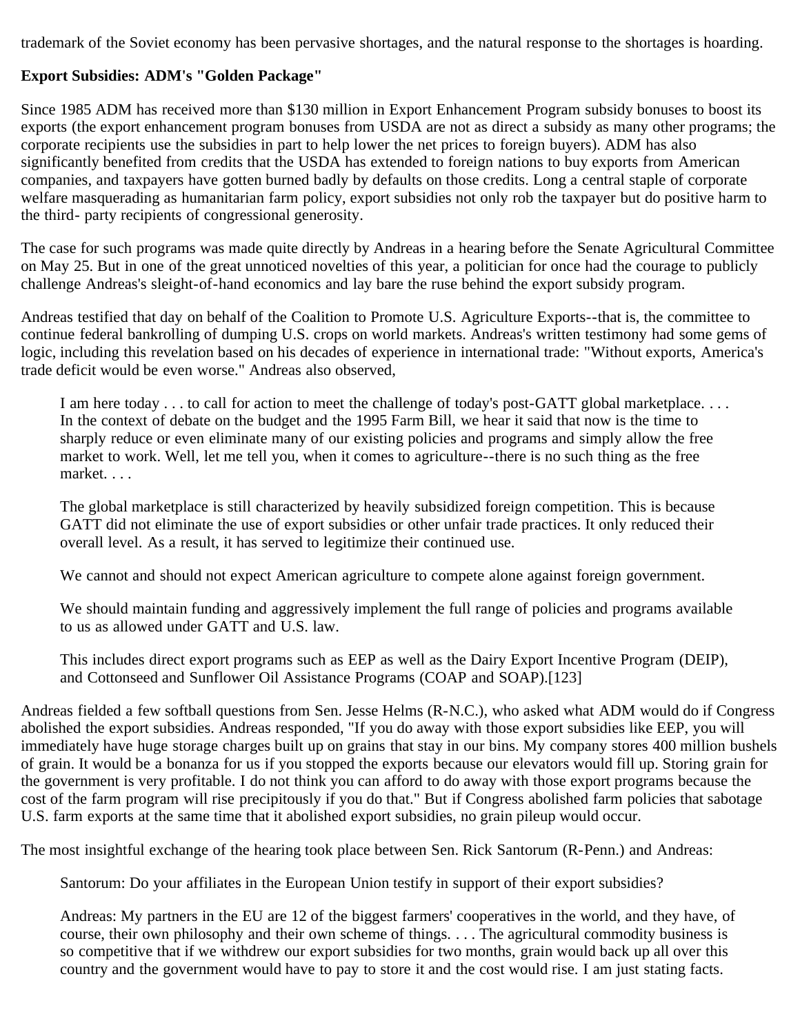trademark of the Soviet economy has been pervasive shortages, and the natural response to the shortages is hoarding.

**Export Subsidies: ADM's "Golden Package"**

Since 1985 ADM has received more than $130 million in Export Enhancement Program subsidy bonuses to boost its exports (the export enhancement program bonuses from USDA are not as direct a subsidy as many other programs; the corporate recipients use the subsidies in part to help lower the net prices to foreign buyers). ADM has also significantly benefited from credits that the USDA has extended to foreign nations to buy exports from American companies, and taxpayers have gotten burned badly by defaults on those credits. Long a central staple of corporate welfare masquerading as humanitarian farm policy, export subsidies not only rob the taxpayer but do positive harm to the third- party recipients of congressional generosity.

The case for such programs was made quite directly by Andreas in a hearing before the Senate Agricultural Committee on May 25. But in one of the great unnoticed novelties of this year, a politician for once had the courage to publicly challenge Andreas's sleight-of-hand economics and lay bare the ruse behind the export subsidy program.

Andreas testified that day on behalf of the Coalition to Promote U.S. Agriculture Exports--that is, the committee to continue federal bankrolling of dumping U.S. crops on world markets. Andreas's written testimony had some gems of logic, including this revelation based on his decades of experience in international trade: "Without exports, America's trade deficit would be even worse." Andreas also observed,

> I am here today . . . to call for action to meet the challenge of today's post-GATT global marketplace. . . . In the context of debate on the budget and the 1995 Farm Bill, we hear it said that now is the time to sharply reduce or even eliminate many of our existing policies and programs and simply allow the free market to work. Well, let me tell you, when it comes to agriculture--there is no such thing as the free market. . . .
>
> The global marketplace is still characterized by heavily subsidized foreign competition. This is because GATT did not eliminate the use of export subsidies or other unfair trade practices. It only reduced their overall level. As a result, it has served to legitimize their continued use.
>
> We cannot and should not expect American agriculture to compete alone against foreign government.
>
> We should maintain funding and aggressively implement the full range of policies and programs available to us as allowed under GATT and U.S. law.
>
> This includes direct export programs such as EEP as well as the Dairy Export Incentive Program (DEIP), and Cottonseed and Sunflower Oil Assistance Programs (COAP and SOAP).[123]

Andreas fielded a few softball questions from Sen. Jesse Helms (R-N.C.), who asked what ADM would do if Congress abolished the export subsidies. Andreas responded, "If you do away with those export subsidies like EEP, you will immediately have huge storage charges built up on grains that stay in our bins. My company stores 400 million bushels of grain. It would be a bonanza for us if you stopped the exports because our elevators would fill up. Storing grain for the government is very profitable. I do not think you can afford to do away with those export programs because the cost of the farm program will rise precipitously if you do that." But if Congress abolished farm policies that sabotage U.S. farm exports at the same time that it abolished export subsidies, no grain pileup would occur.

The most insightful exchange of the hearing took place between Sen. Rick Santorum (R-Penn.) and Andreas:

> Santorum: Do your affiliates in the European Union testify in support of their export subsidies?
>
> Andreas: My partners in the EU are 12 of the biggest farmers' cooperatives in the world, and they have, of course, their own philosophy and their own scheme of things. . . . The agricultural commodity business is so competitive that if we withdrew our export subsidies for two months, grain would back up all over this country and the government would have to pay to store it and the cost would rise. I am just stating facts.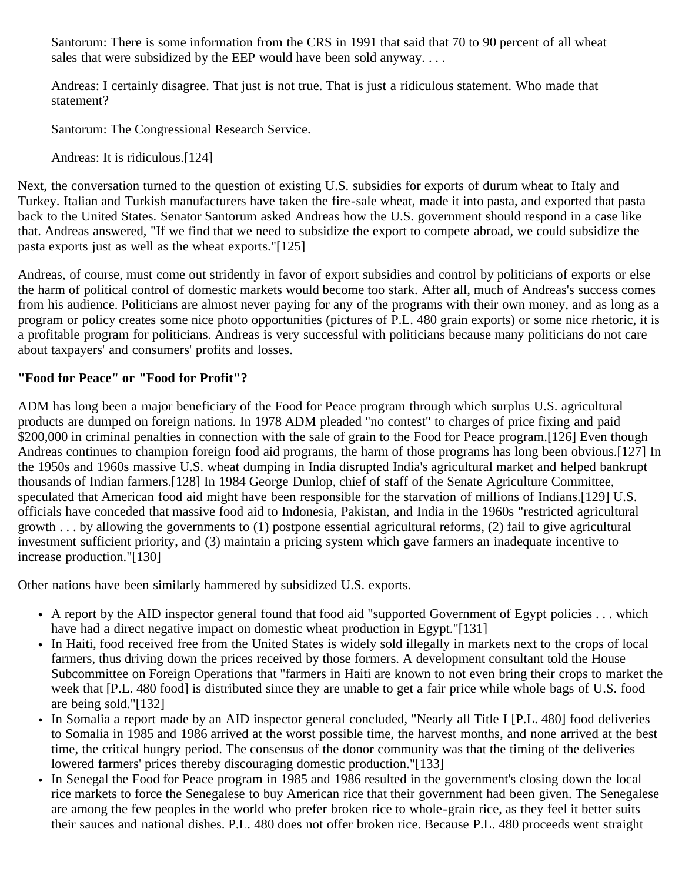> Santorum: There is some information from the CRS in 1991 that said that 70 to 90 percent of all wheat sales that were subsidized by the EEP would have been sold anyway. . . .
>
> Andreas: I certainly disagree. That just is not true. That is just a ridiculous statement. Who made that statement?
>
> Santorum: The Congressional Research Service.
>
> Andreas: It is ridiculous.[124]

Next, the conversation turned to the question of existing U.S. subsidies for exports of durum wheat to Italy and Turkey. Italian and Turkish manufacturers have taken the fire-sale wheat, made it into pasta, and exported that pasta back to the United States. Senator Santorum asked Andreas how the U.S. government should respond in a case like that. Andreas answered, "If we find that we need to subsidize the export to compete abroad, we could subsidize the pasta exports just as well as the wheat exports."[125]

Andreas, of course, must come out stridently in favor of export subsidies and control by politicians of exports or else the harm of political control of domestic markets would become too stark. After all, much of Andreas's success comes from his audience. Politicians are almost never paying for any of the programs with their own money, and as long as a program or policy creates some nice photo opportunities (pictures of P.L. 480 grain exports) or some nice rhetoric, it is a profitable program for politicians. Andreas is very successful with politicians because many politicians do not care about taxpayers' and consumers' profits and losses.

**"Food for Peace" or "Food for Profit"?**

ADM has long been a major beneficiary of the Food for Peace program through which surplus U.S. agricultural products are dumped on foreign nations. In 1978 ADM pleaded "no contest" to charges of price fixing and paid $200,000 in criminal penalties in connection with the sale of grain to the Food for Peace program.[126] Even though Andreas continues to champion foreign food aid programs, the harm of those programs has long been obvious.[127] In the 1950s and 1960s massive U.S. wheat dumping in India disrupted India's agricultural market and helped bankrupt thousands of Indian farmers.[128] In 1984 George Dunlop, chief of staff of the Senate Agriculture Committee, speculated that American food aid might have been responsible for the starvation of millions of Indians.[129] U.S. officials have conceded that massive food aid to Indonesia, Pakistan, and India in the 1960s "restricted agricultural growth . . . by allowing the governments to (1) postpone essential agricultural reforms, (2) fail to give agricultural investment sufficient priority, and (3) maintain a pricing system which gave farmers an inadequate incentive to increase production."[130]

Other nations have been similarly hammered by subsidized U.S. exports.

- A report by the AID inspector general found that food aid "supported Government of Egypt policies . . . which have had a direct negative impact on domestic wheat production in Egypt."[131]
- In Haiti, food received free from the United States is widely sold illegally in markets next to the crops of local farmers, thus driving down the prices received by those formers. A development consultant told the House Subcommittee on Foreign Operations that "farmers in Haiti are known to not even bring their crops to market the week that [P.L. 480 food] is distributed since they are unable to get a fair price while whole bags of U.S. food are being sold."[132]
- In Somalia a report made by an AID inspector general concluded, "Nearly all Title I [P.L. 480] food deliveries to Somalia in 1985 and 1986 arrived at the worst possible time, the harvest months, and none arrived at the best time, the critical hungry period. The consensus of the donor community was that the timing of the deliveries lowered farmers' prices thereby discouraging domestic production."[133]
- In Senegal the Food for Peace program in 1985 and 1986 resulted in the government's closing down the local rice markets to force the Senegalese to buy American rice that their government had been given. The Senegalese are among the few peoples in the world who prefer broken rice to whole-grain rice, as they feel it better suits their sauces and national dishes. P.L. 480 does not offer broken rice. Because P.L. 480 proceeds went straight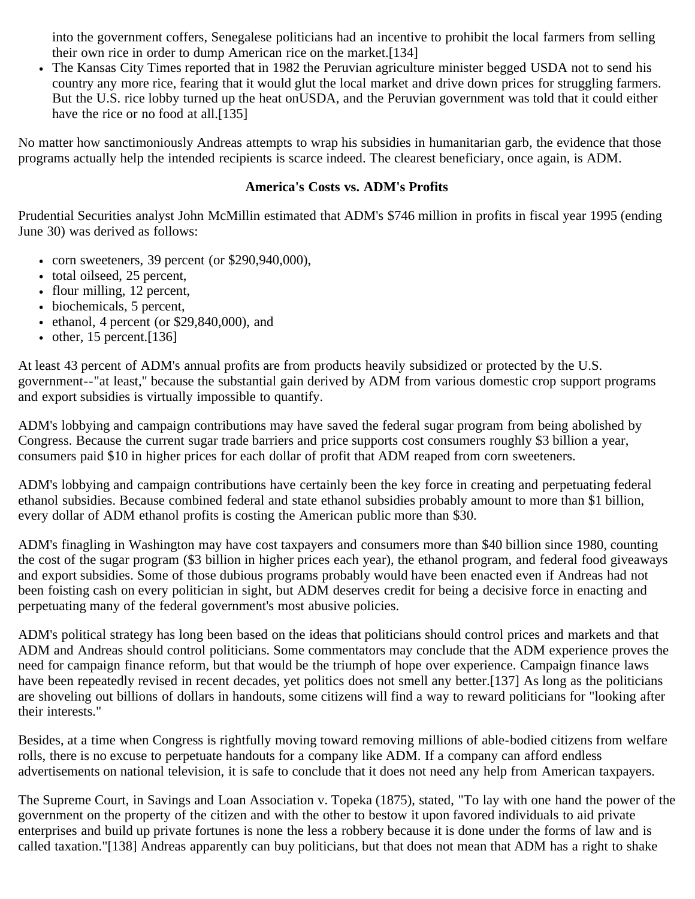into the government coffers, Senegalese politicians had an incentive to prohibit the local farmers from selling their own rice in order to dump American rice on the market.[134]

- The Kansas City Times reported that in 1982 the Peruvian agriculture minister begged USDA not to send his country any more rice, fearing that it would glut the local market and drive down prices for struggling farmers. But the U.S. rice lobby turned up the heat onUSDA, and the Peruvian government was told that it could either have the rice or no food at all.[135]

No matter how sanctimoniously Andreas attempts to wrap his subsidies in humanitarian garb, the evidence that those programs actually help the intended recipients is scarce indeed. The clearest beneficiary, once again, is ADM.

### America's Costs vs. ADM's Profits

Prudential Securities analyst John McMillin estimated that ADM's $746 million in profits in fiscal year 1995 (ending June 30) was derived as follows:

- corn sweeteners, 39 percent (or $290,940,000),
- total oilseed, 25 percent,
- flour milling, 12 percent,
- biochemicals, 5 percent,
- ethanol, 4 percent (or $29,840,000), and
- other, 15 percent.[136]

At least 43 percent of ADM's annual profits are from products heavily subsidized or protected by the U.S. government--"at least," because the substantial gain derived by ADM from various domestic crop support programs and export subsidies is virtually impossible to quantify.

ADM's lobbying and campaign contributions may have saved the federal sugar program from being abolished by Congress. Because the current sugar trade barriers and price supports cost consumers roughly $3 billion a year, consumers paid $10 in higher prices for each dollar of profit that ADM reaped from corn sweeteners.

ADM's lobbying and campaign contributions have certainly been the key force in creating and perpetuating federal ethanol subsidies. Because combined federal and state ethanol subsidies probably amount to more than $1 billion, every dollar of ADM ethanol profits is costing the American public more than $30.

ADM's finagling in Washington may have cost taxpayers and consumers more than $40 billion since 1980, counting the cost of the sugar program ($3 billion in higher prices each year), the ethanol program, and federal food giveaways and export subsidies. Some of those dubious programs probably would have been enacted even if Andreas had not been foisting cash on every politician in sight, but ADM deserves credit for being a decisive force in enacting and perpetuating many of the federal government's most abusive policies.

ADM's political strategy has long been based on the ideas that politicians should control prices and markets and that ADM and Andreas should control politicians. Some commentators may conclude that the ADM experience proves the need for campaign finance reform, but that would be the triumph of hope over experience. Campaign finance laws have been repeatedly revised in recent decades, yet politics does not smell any better.[137] As long as the politicians are shoveling out billions of dollars in handouts, some citizens will find a way to reward politicians for "looking after their interests."

Besides, at a time when Congress is rightfully moving toward removing millions of able-bodied citizens from welfare rolls, there is no excuse to perpetuate handouts for a company like ADM. If a company can afford endless advertisements on national television, it is safe to conclude that it does not need any help from American taxpayers.

The Supreme Court, in Savings and Loan Association v. Topeka (1875), stated, "To lay with one hand the power of the government on the property of the citizen and with the other to bestow it upon favored individuals to aid private enterprises and build up private fortunes is none the less a robbery because it is done under the forms of law and is called taxation."[138] Andreas apparently can buy politicians, but that does not mean that ADM has a right to shake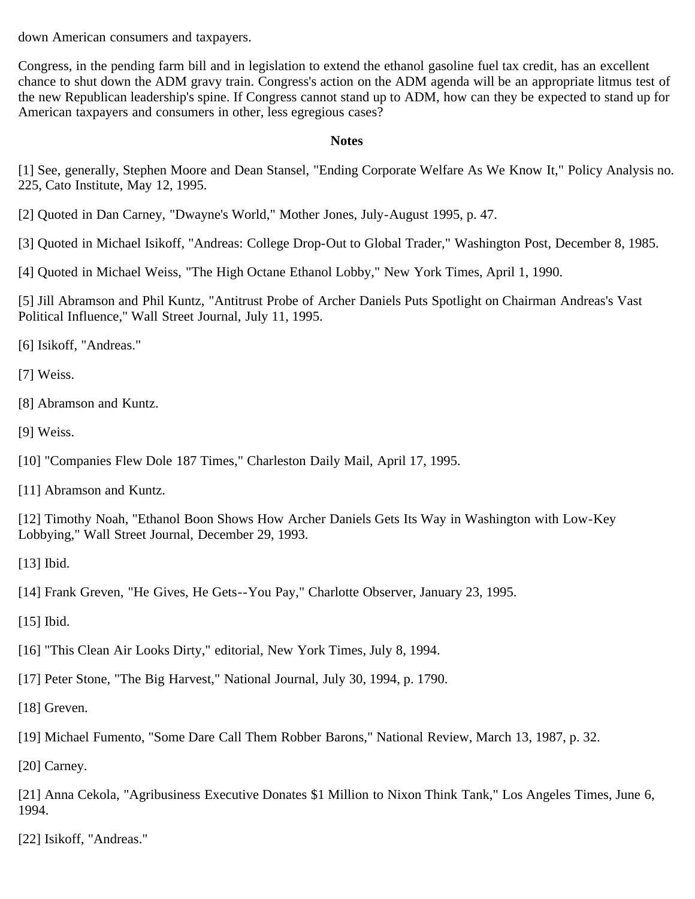down American consumers and taxpayers.

Congress, in the pending farm bill and in legislation to extend the ethanol gasoline fuel tax credit, has an excellent chance to shut down the ADM gravy train. Congress's action on the ADM agenda will be an appropriate litmus test of the new Republican leadership's spine. If Congress cannot stand up to ADM, how can they be expected to stand up for American taxpayers and consumers in other, less egregious cases?

**Notes**

[1] See, generally, Stephen Moore and Dean Stansel, "Ending Corporate Welfare As We Know It," Policy Analysis no. 225, Cato Institute, May 12, 1995.

[2] Quoted in Dan Carney, "Dwayne's World," Mother Jones, July-August 1995, p. 47.

[3] Quoted in Michael Isikoff, "Andreas: College Drop-Out to Global Trader," Washington Post, December 8, 1985.

[4] Quoted in Michael Weiss, "The High Octane Ethanol Lobby," New York Times, April 1, 1990.

[5] Jill Abramson and Phil Kuntz, "Antitrust Probe of Archer Daniels Puts Spotlight on Chairman Andreas's Vast Political Influence," Wall Street Journal, July 11, 1995.

[6] Isikoff, "Andreas."

[7] Weiss.

[8] Abramson and Kuntz.

[9] Weiss.

[10] "Companies Flew Dole 187 Times," Charleston Daily Mail, April 17, 1995.

[11] Abramson and Kuntz.

[12] Timothy Noah, "Ethanol Boon Shows How Archer Daniels Gets Its Way in Washington with Low-Key Lobbying," Wall Street Journal, December 29, 1993.

[13] Ibid.

[14] Frank Greven, "He Gives, He Gets--You Pay," Charlotte Observer, January 23, 1995.

[15] Ibid.

[16] "This Clean Air Looks Dirty," editorial, New York Times, July 8, 1994.

[17] Peter Stone, "The Big Harvest," National Journal, July 30, 1994, p. 1790.

[18] Greven.

[19] Michael Fumento, "Some Dare Call Them Robber Barons," National Review, March 13, 1987, p. 32.

[20] Carney.

[21] Anna Cekola, "Agribusiness Executive Donates $1 Million to Nixon Think Tank," Los Angeles Times, June 6, 1994.

[22] Isikoff, "Andreas."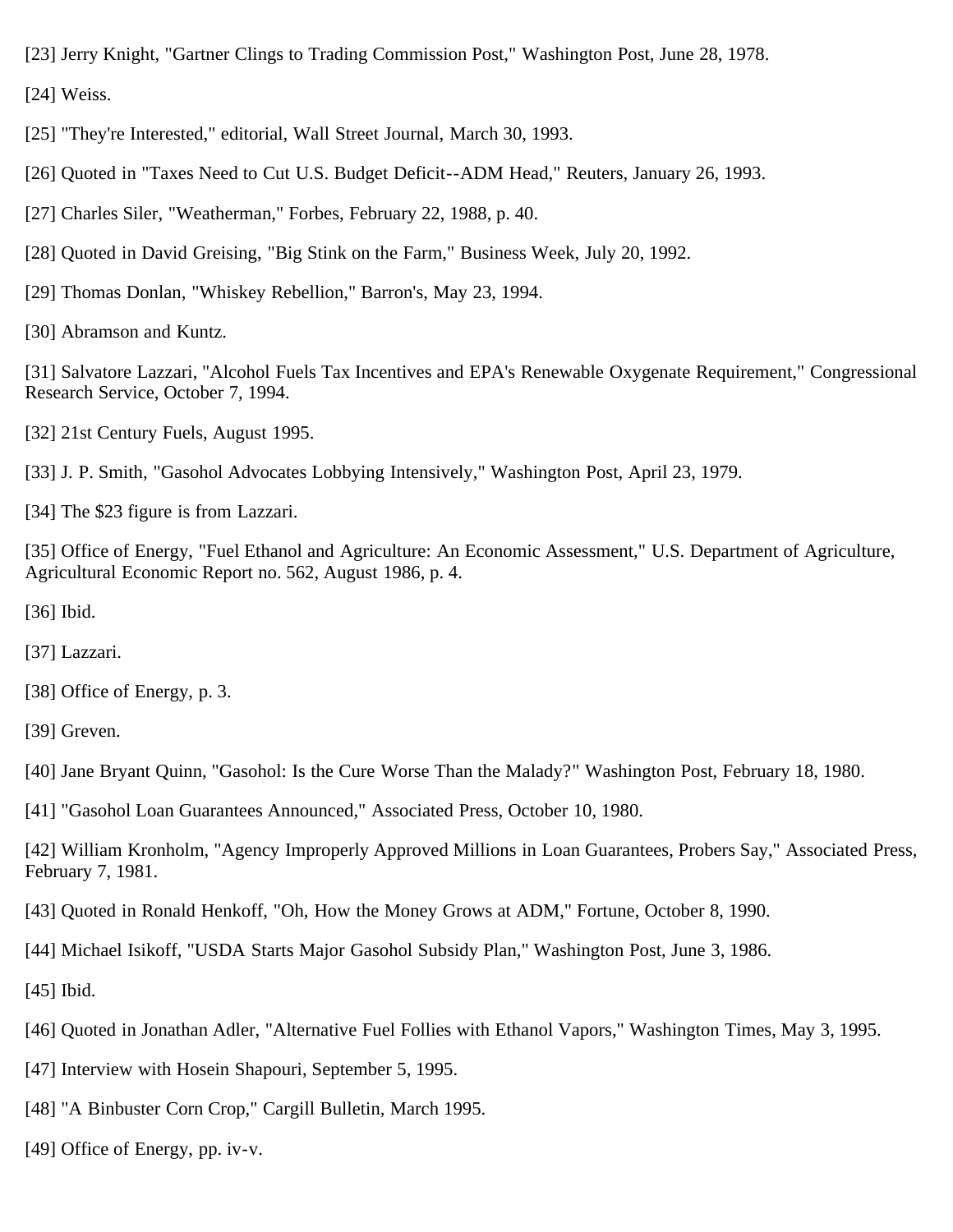[23] Jerry Knight, "Gartner Clings to Trading Commission Post," Washington Post, June 28, 1978.

[24] Weiss.

[25] "They're Interested," editorial, Wall Street Journal, March 30, 1993.

[26] Quoted in "Taxes Need to Cut U.S. Budget Deficit--ADM Head," Reuters, January 26, 1993.

[27] Charles Siler, "Weatherman," Forbes, February 22, 1988, p. 40.

[28] Quoted in David Greising, "Big Stink on the Farm," Business Week, July 20, 1992.

[29] Thomas Donlan, "Whiskey Rebellion," Barron's, May 23, 1994.

[30] Abramson and Kuntz.

[31] Salvatore Lazzari, "Alcohol Fuels Tax Incentives and EPA's Renewable Oxygenate Requirement," Congressional Research Service, October 7, 1994.

[32] 21st Century Fuels, August 1995.

[33] J. P. Smith, "Gasohol Advocates Lobbying Intensively," Washington Post, April 23, 1979.

[34] The $23 figure is from Lazzari.

[35] Office of Energy, "Fuel Ethanol and Agriculture: An Economic Assessment," U.S. Department of Agriculture, Agricultural Economic Report no. 562, August 1986, p. 4.

[36] Ibid.

[37] Lazzari.

[38] Office of Energy, p. 3.

[39] Greven.

[40] Jane Bryant Quinn, "Gasohol: Is the Cure Worse Than the Malady?" Washington Post, February 18, 1980.

[41] "Gasohol Loan Guarantees Announced," Associated Press, October 10, 1980.

[42] William Kronholm, "Agency Improperly Approved Millions in Loan Guarantees, Probers Say," Associated Press, February 7, 1981.

[43] Quoted in Ronald Henkoff, "Oh, How the Money Grows at ADM," Fortune, October 8, 1990.

[44] Michael Isikoff, "USDA Starts Major Gasohol Subsidy Plan," Washington Post, June 3, 1986.

[45] Ibid.

[46] Quoted in Jonathan Adler, "Alternative Fuel Follies with Ethanol Vapors," Washington Times, May 3, 1995.

[47] Interview with Hosein Shapouri, September 5, 1995.

[48] "A Binbuster Corn Crop," Cargill Bulletin, March 1995.

[49] Office of Energy, pp. iv-v.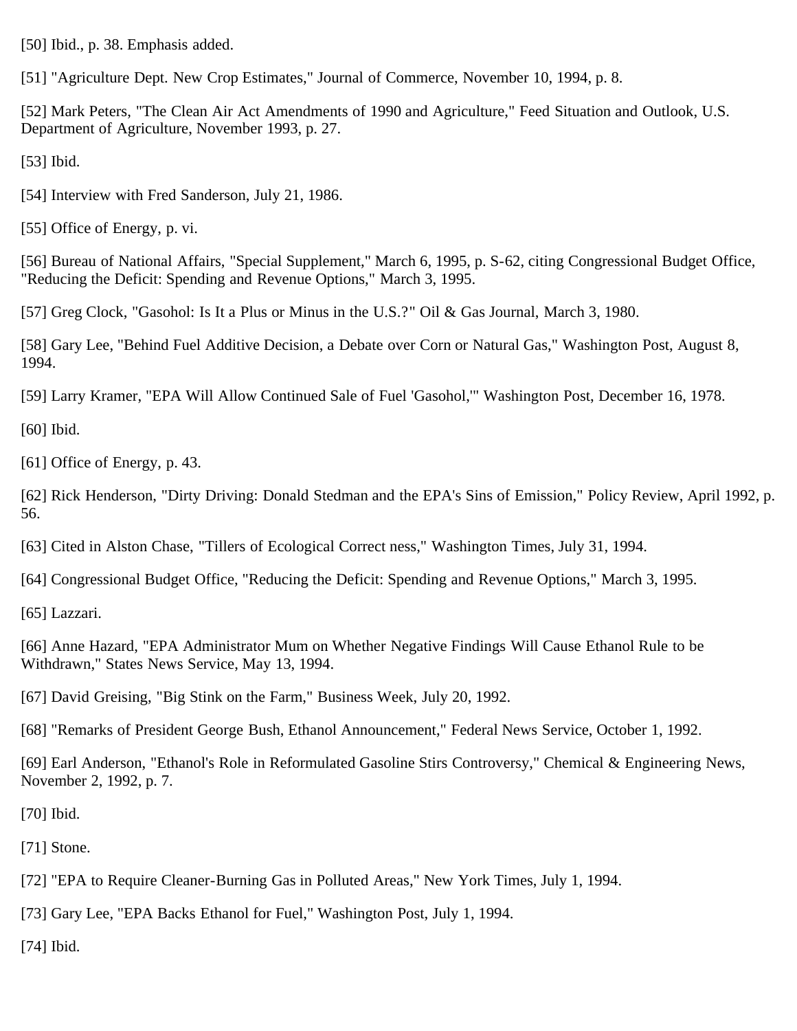[50] Ibid., p. 38. Emphasis added.

[51] "Agriculture Dept. New Crop Estimates," Journal of Commerce, November 10, 1994, p. 8.

[52] Mark Peters, "The Clean Air Act Amendments of 1990 and Agriculture," Feed Situation and Outlook, U.S. Department of Agriculture, November 1993, p. 27.

[53] Ibid.

[54] Interview with Fred Sanderson, July 21, 1986.

[55] Office of Energy, p. vi.

[56] Bureau of National Affairs, "Special Supplement," March 6, 1995, p. S-62, citing Congressional Budget Office, "Reducing the Deficit: Spending and Revenue Options," March 3, 1995.

[57] Greg Clock, "Gasohol: Is It a Plus or Minus in the U.S.?" Oil & Gas Journal, March 3, 1980.

[58] Gary Lee, "Behind Fuel Additive Decision, a Debate over Corn or Natural Gas," Washington Post, August 8, 1994.

[59] Larry Kramer, "EPA Will Allow Continued Sale of Fuel 'Gasohol,'" Washington Post, December 16, 1978.

[60] Ibid.

[61] Office of Energy, p. 43.

[62] Rick Henderson, "Dirty Driving: Donald Stedman and the EPA's Sins of Emission," Policy Review, April 1992, p. 56.

[63] Cited in Alston Chase, "Tillers of Ecological Correct ness," Washington Times, July 31, 1994.

[64] Congressional Budget Office, "Reducing the Deficit: Spending and Revenue Options," March 3, 1995.

[65] Lazzari.

[66] Anne Hazard, "EPA Administrator Mum on Whether Negative Findings Will Cause Ethanol Rule to be Withdrawn," States News Service, May 13, 1994.

[67] David Greising, "Big Stink on the Farm," Business Week, July 20, 1992.

[68] "Remarks of President George Bush, Ethanol Announcement," Federal News Service, October 1, 1992.

[69] Earl Anderson, "Ethanol's Role in Reformulated Gasoline Stirs Controversy," Chemical & Engineering News, November 2, 1992, p. 7.

[70] Ibid.

[71] Stone.

[72] "EPA to Require Cleaner-Burning Gas in Polluted Areas," New York Times, July 1, 1994.

[73] Gary Lee, "EPA Backs Ethanol for Fuel," Washington Post, July 1, 1994.

[74] Ibid.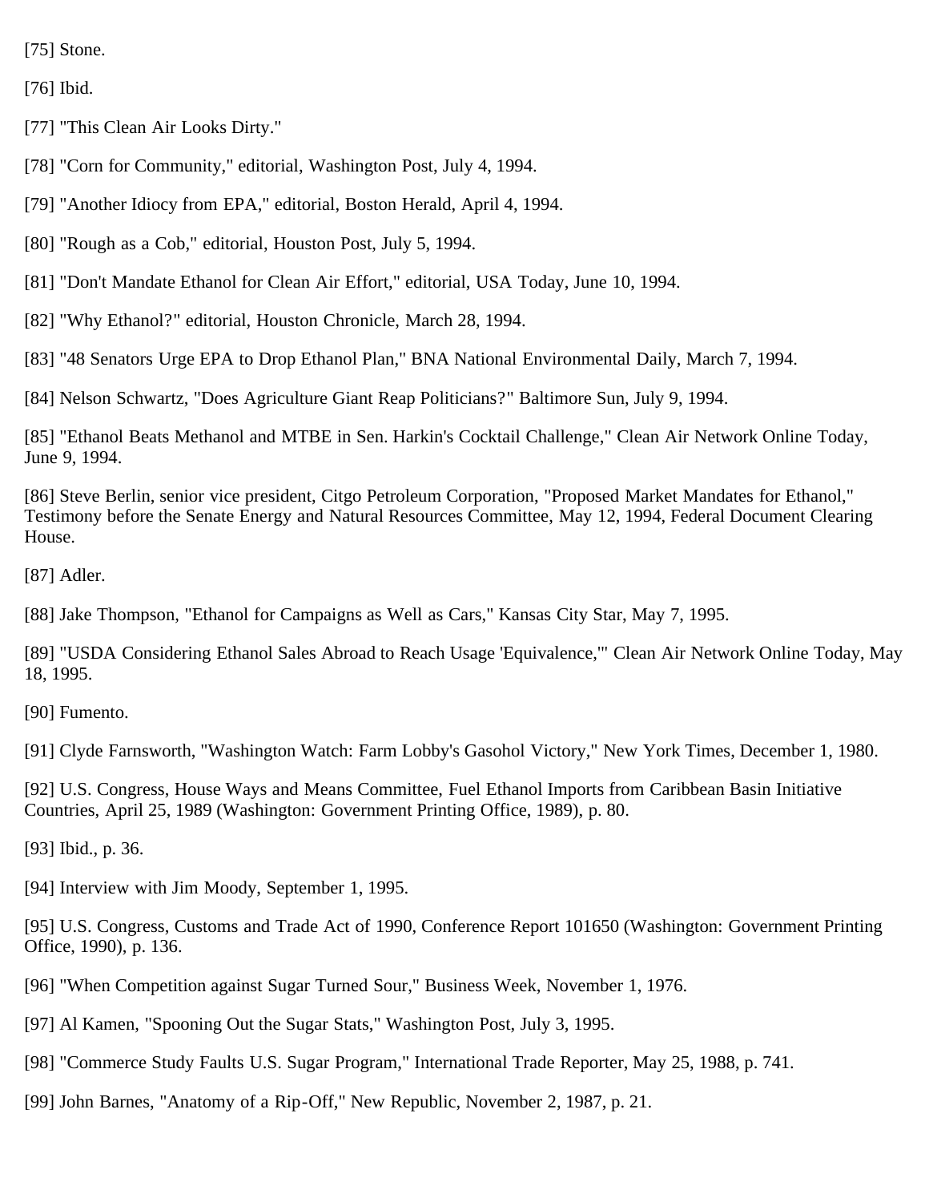[75] Stone.

[76] Ibid.

[77] "This Clean Air Looks Dirty."

[78] "Corn for Community," editorial, Washington Post, July 4, 1994.

[79] "Another Idiocy from EPA," editorial, Boston Herald, April 4, 1994.

[80] "Rough as a Cob," editorial, Houston Post, July 5, 1994.

[81] "Don't Mandate Ethanol for Clean Air Effort," editorial, USA Today, June 10, 1994.

[82] "Why Ethanol?" editorial, Houston Chronicle, March 28, 1994.

[83] "48 Senators Urge EPA to Drop Ethanol Plan," BNA National Environmental Daily, March 7, 1994.

[84] Nelson Schwartz, "Does Agriculture Giant Reap Politicians?" Baltimore Sun, July 9, 1994.

[85] "Ethanol Beats Methanol and MTBE in Sen. Harkin's Cocktail Challenge," Clean Air Network Online Today, June 9, 1994.

[86] Steve Berlin, senior vice president, Citgo Petroleum Corporation, "Proposed Market Mandates for Ethanol," Testimony before the Senate Energy and Natural Resources Committee, May 12, 1994, Federal Document Clearing House.

[87] Adler.

[88] Jake Thompson, "Ethanol for Campaigns as Well as Cars," Kansas City Star, May 7, 1995.

[89] "USDA Considering Ethanol Sales Abroad to Reach Usage 'Equivalence,'" Clean Air Network Online Today, May 18, 1995.

[90] Fumento.

[91] Clyde Farnsworth, "Washington Watch: Farm Lobby's Gasohol Victory," New York Times, December 1, 1980.

[92] U.S. Congress, House Ways and Means Committee, Fuel Ethanol Imports from Caribbean Basin Initiative Countries, April 25, 1989 (Washington: Government Printing Office, 1989), p. 80.

[93] Ibid., p. 36.

[94] Interview with Jim Moody, September 1, 1995.

[95] U.S. Congress, Customs and Trade Act of 1990, Conference Report 101650 (Washington: Government Printing Office, 1990), p. 136.

[96] "When Competition against Sugar Turned Sour," Business Week, November 1, 1976.

[97] Al Kamen, "Spooning Out the Sugar Stats," Washington Post, July 3, 1995.

[98] "Commerce Study Faults U.S. Sugar Program," International Trade Reporter, May 25, 1988, p. 741.

[99] John Barnes, "Anatomy of a Rip-Off," New Republic, November 2, 1987, p. 21.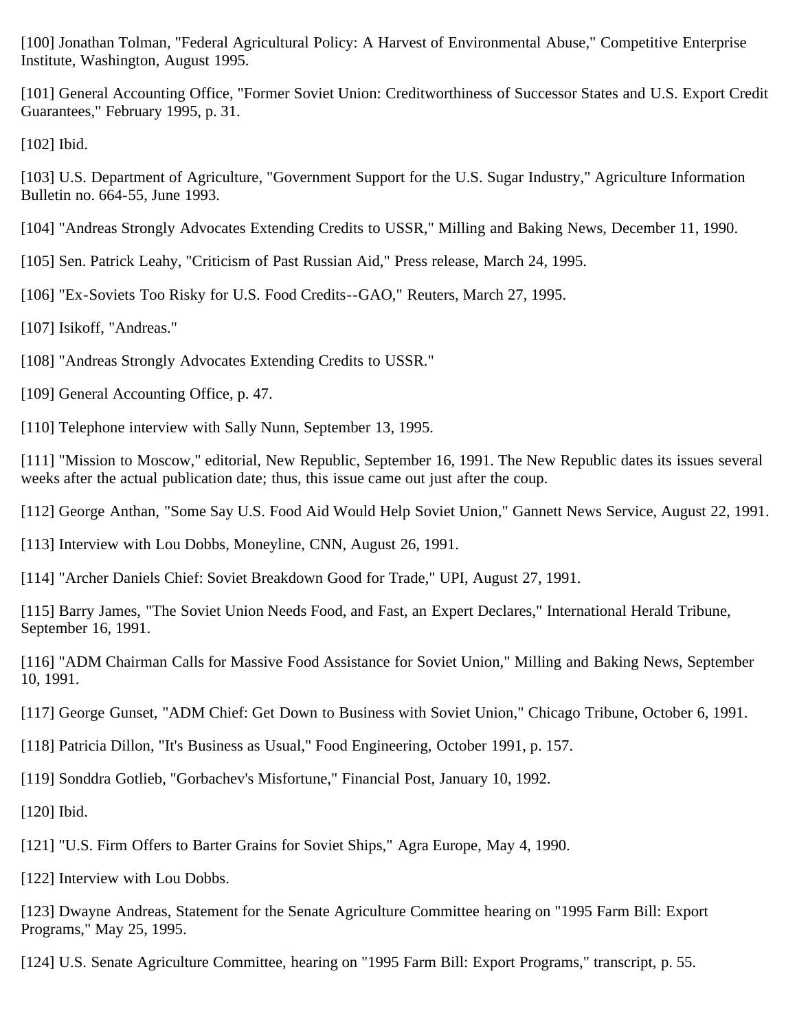[100] Jonathan Tolman, "Federal Agricultural Policy: A Harvest of Environmental Abuse," Competitive Enterprise Institute, Washington, August 1995.

[101] General Accounting Office, "Former Soviet Union: Creditworthiness of Successor States and U.S. Export Credit Guarantees," February 1995, p. 31.

[102] Ibid.

[103] U.S. Department of Agriculture, "Government Support for the U.S. Sugar Industry," Agriculture Information Bulletin no. 664-55, June 1993.

[104] "Andreas Strongly Advocates Extending Credits to USSR," Milling and Baking News, December 11, 1990.

[105] Sen. Patrick Leahy, "Criticism of Past Russian Aid," Press release, March 24, 1995.

[106] "Ex-Soviets Too Risky for U.S. Food Credits--GAO," Reuters, March 27, 1995.

[107] Isikoff, "Andreas."

[108] "Andreas Strongly Advocates Extending Credits to USSR."

[109] General Accounting Office, p. 47.

[110] Telephone interview with Sally Nunn, September 13, 1995.

[111] "Mission to Moscow," editorial, New Republic, September 16, 1991. The New Republic dates its issues several weeks after the actual publication date; thus, this issue came out just after the coup.

[112] George Anthan, "Some Say U.S. Food Aid Would Help Soviet Union," Gannett News Service, August 22, 1991.

[113] Interview with Lou Dobbs, Moneyline, CNN, August 26, 1991.

[114] "Archer Daniels Chief: Soviet Breakdown Good for Trade," UPI, August 27, 1991.

[115] Barry James, "The Soviet Union Needs Food, and Fast, an Expert Declares," International Herald Tribune, September 16, 1991.

[116] "ADM Chairman Calls for Massive Food Assistance for Soviet Union," Milling and Baking News, September 10, 1991.

[117] George Gunset, "ADM Chief: Get Down to Business with Soviet Union," Chicago Tribune, October 6, 1991.

[118] Patricia Dillon, "It's Business as Usual," Food Engineering, October 1991, p. 157.

[119] Sonddra Gotlieb, "Gorbachev's Misfortune," Financial Post, January 10, 1992.

[120] Ibid.

[121] "U.S. Firm Offers to Barter Grains for Soviet Ships," Agra Europe, May 4, 1990.

[122] Interview with Lou Dobbs.

[123] Dwayne Andreas, Statement for the Senate Agriculture Committee hearing on "1995 Farm Bill: Export Programs," May 25, 1995.

[124] U.S. Senate Agriculture Committee, hearing on "1995 Farm Bill: Export Programs," transcript, p. 55.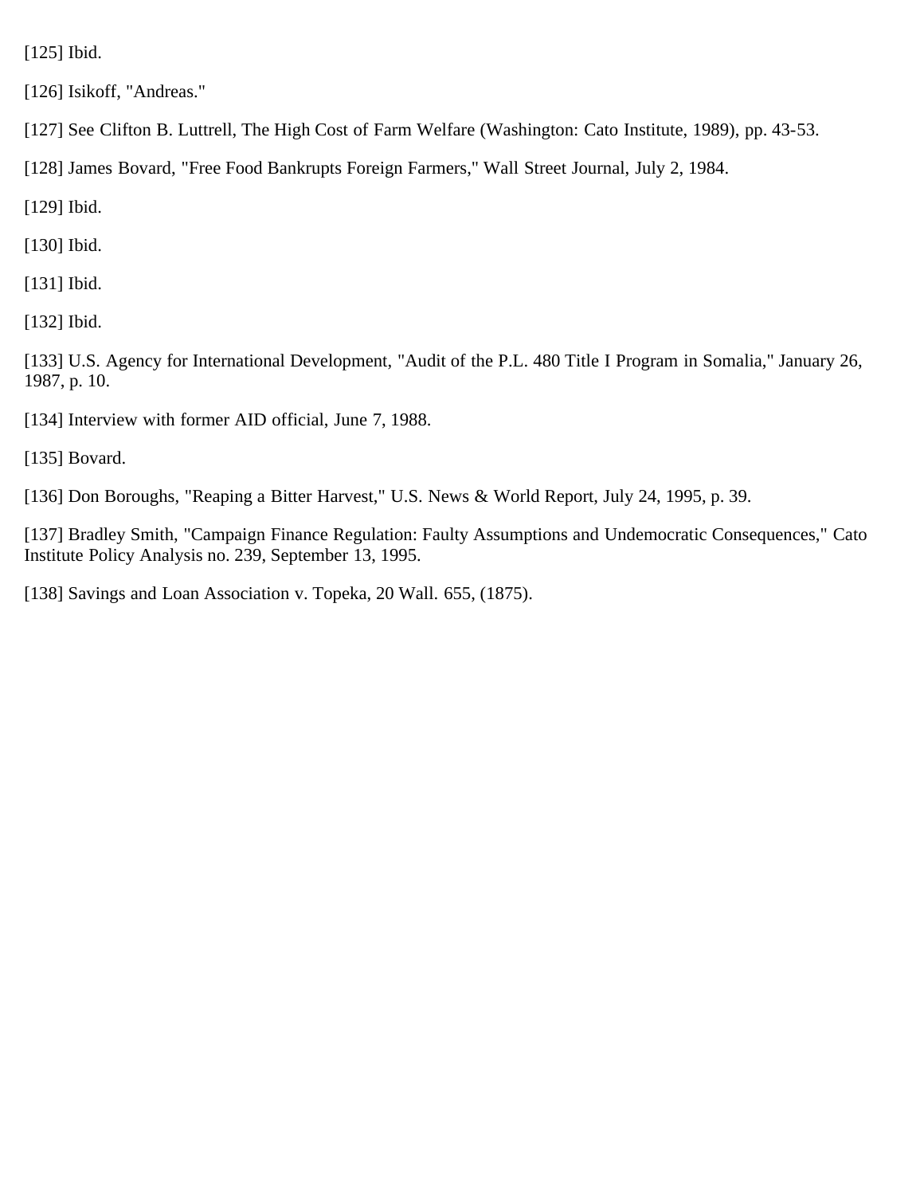[125] Ibid.

[126] Isikoff, "Andreas."

[127] See Clifton B. Luttrell, The High Cost of Farm Welfare (Washington: Cato Institute, 1989), pp. 43-53.

[128] James Bovard, "Free Food Bankrupts Foreign Farmers," Wall Street Journal, July 2, 1984.

[129] Ibid.

[130] Ibid.

[131] Ibid.

[132] Ibid.

[133] U.S. Agency for International Development, "Audit of the P.L. 480 Title I Program in Somalia," January 26, 1987, p. 10.

[134] Interview with former AID official, June 7, 1988.

[135] Bovard.

[136] Don Boroughs, "Reaping a Bitter Harvest," U.S. News & World Report, July 24, 1995, p. 39.

[137] Bradley Smith, "Campaign Finance Regulation: Faulty Assumptions and Undemocratic Consequences," Cato Institute Policy Analysis no. 239, September 13, 1995.

[138] Savings and Loan Association v. Topeka, 20 Wall. 655, (1875).